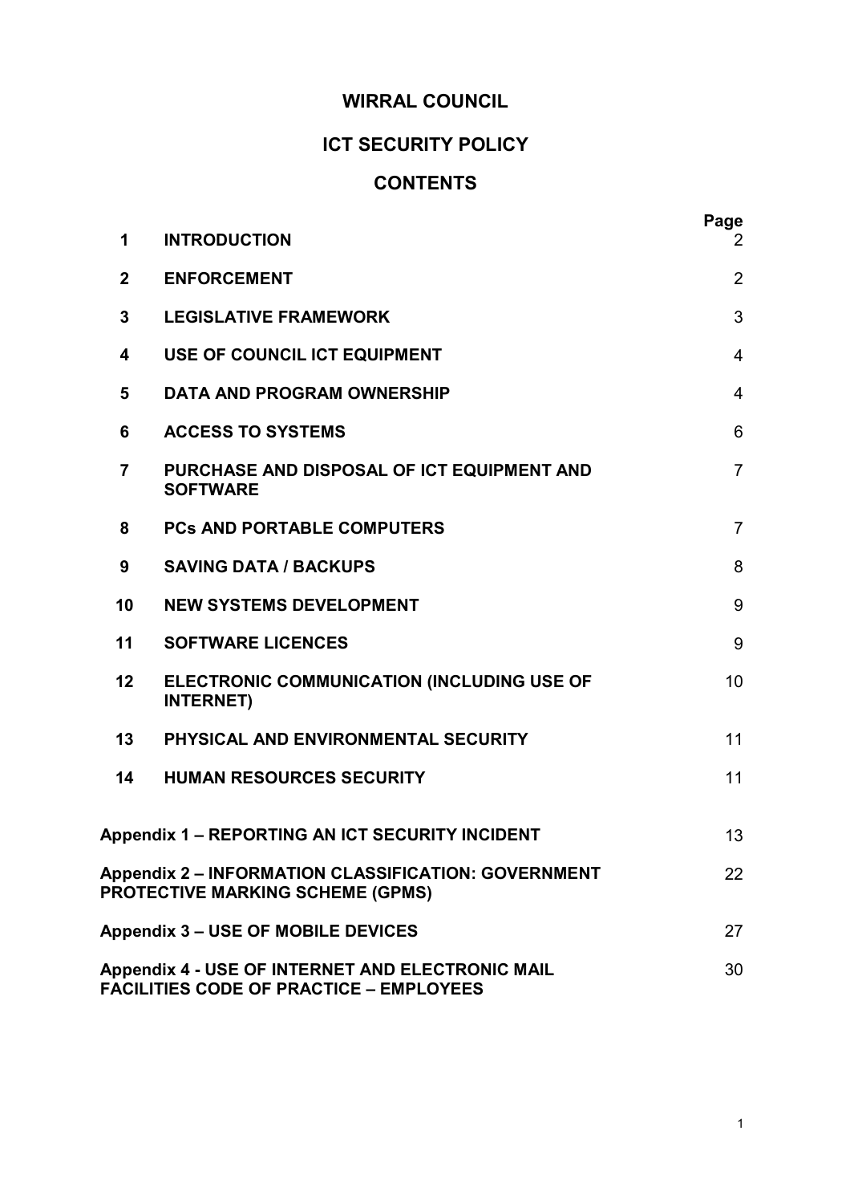# WIRRAL COUNCIL

# ICT SECURITY POLICY

## CONTENTS

| | | Page |
|---|---|---|
| **1** | **INTRODUCTION** | 2 |
| **2** | **ENFORCEMENT** | 2 |
| **3** | **LEGISLATIVE FRAMEWORK** | 3 |
| **4** | **USE OF COUNCIL ICT EQUIPMENT** | 4 |
| **5** | **DATA AND PROGRAM OWNERSHIP** | 4 |
| **6** | **ACCESS TO SYSTEMS** | 6 |
| **7** | **PURCHASE AND DISPOSAL OF ICT EQUIPMENT AND SOFTWARE** | 7 |
| **8** | **PCs AND PORTABLE COMPUTERS** | 7 |
| **9** | **SAVING DATA / BACKUPS** | 8 |
| **10** | **NEW SYSTEMS DEVELOPMENT** | 9 |
| **11** | **SOFTWARE LICENCES** | 9 |
| **12** | **ELECTRONIC COMMUNICATION (INCLUDING USE OF INTERNET)** | 10 |
| **13** | **PHYSICAL AND ENVIRONMENTAL SECURITY** | 11 |
| **14** | **HUMAN RESOURCES SECURITY** | 11 |

| | Page |
|---|---|
| **Appendix 1 – REPORTING AN ICT SECURITY INCIDENT** | 13 |
| **Appendix 2 – INFORMATION CLASSIFICATION: GOVERNMENT PROTECTIVE MARKING SCHEME (GPMS)** | 22 |
| **Appendix 3 – USE OF MOBILE DEVICES** | 27 |
| **Appendix 4 - USE OF INTERNET AND ELECTRONIC MAIL FACILITIES CODE OF PRACTICE – EMPLOYEES** | 30 |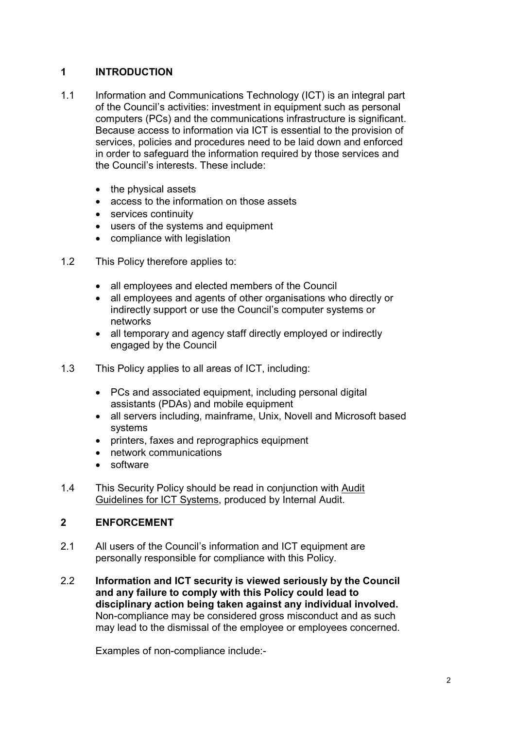## 1 INTRODUCTION

1.1 Information and Communications Technology (ICT) is an integral part of the Council's activities: investment in equipment such as personal computers (PCs) and the communications infrastructure is significant. Because access to information via ICT is essential to the provision of services, policies and procedures need to be laid down and enforced in order to safeguard the information required by those services and the Council's interests. These include:

- the physical assets
- access to the information on those assets
- services continuity
- users of the systems and equipment
- compliance with legislation

1.2 This Policy therefore applies to:

- all employees and elected members of the Council
- all employees and agents of other organisations who directly or indirectly support or use the Council's computer systems or networks
- all temporary and agency staff directly employed or indirectly engaged by the Council

1.3 This Policy applies to all areas of ICT, including:

- PCs and associated equipment, including personal digital assistants (PDAs) and mobile equipment
- all servers including, mainframe, Unix, Novell and Microsoft based systems
- printers, faxes and reprographics equipment
- network communications
- software

1.4 This Security Policy should be read in conjunction with Audit Guidelines for ICT Systems, produced by Internal Audit.

## 2 ENFORCEMENT

2.1 All users of the Council's information and ICT equipment are personally responsible for compliance with this Policy.

2.2 **Information and ICT security is viewed seriously by the Council and any failure to comply with this Policy could lead to disciplinary action being taken against any individual involved.** Non-compliance may be considered gross misconduct and as such may lead to the dismissal of the employee or employees concerned.

Examples of non-compliance include:-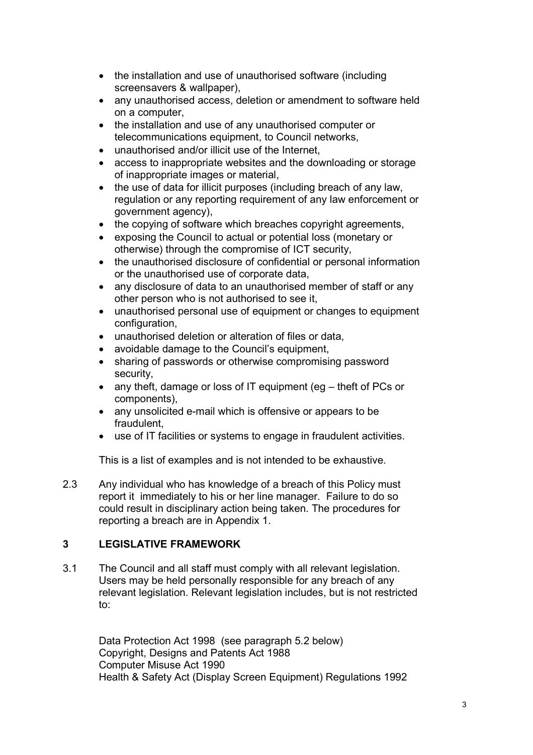- the installation and use of unauthorised software (including screensavers & wallpaper),
- any unauthorised access, deletion or amendment to software held on a computer,
- the installation and use of any unauthorised computer or telecommunications equipment, to Council networks,
- unauthorised and/or illicit use of the Internet,
- access to inappropriate websites and the downloading or storage of inappropriate images or material,
- the use of data for illicit purposes (including breach of any law, regulation or any reporting requirement of any law enforcement or government agency),
- the copying of software which breaches copyright agreements,
- exposing the Council to actual or potential loss (monetary or otherwise) through the compromise of ICT security,
- the unauthorised disclosure of confidential or personal information or the unauthorised use of corporate data,
- any disclosure of data to an unauthorised member of staff or any other person who is not authorised to see it,
- unauthorised personal use of equipment or changes to equipment configuration,
- unauthorised deletion or alteration of files or data,
- avoidable damage to the Council's equipment,
- sharing of passwords or otherwise compromising password security,
- any theft, damage or loss of IT equipment (eg – theft of PCs or components),
- any unsolicited e-mail which is offensive or appears to be fraudulent,
- use of IT facilities or systems to engage in fraudulent activities.

This is a list of examples and is not intended to be exhaustive.

2.3 Any individual who has knowledge of a breach of this Policy must report it immediately to his or her line manager. Failure to do so could result in disciplinary action being taken. The procedures for reporting a breach are in Appendix 1.

## 3 LEGISLATIVE FRAMEWORK

3.1 The Council and all staff must comply with all relevant legislation. Users may be held personally responsible for any breach of any relevant legislation. Relevant legislation includes, but is not restricted to:

Data Protection Act 1998 (see paragraph 5.2 below)
Copyright, Designs and Patents Act 1988
Computer Misuse Act 1990
Health & Safety Act (Display Screen Equipment) Regulations 1992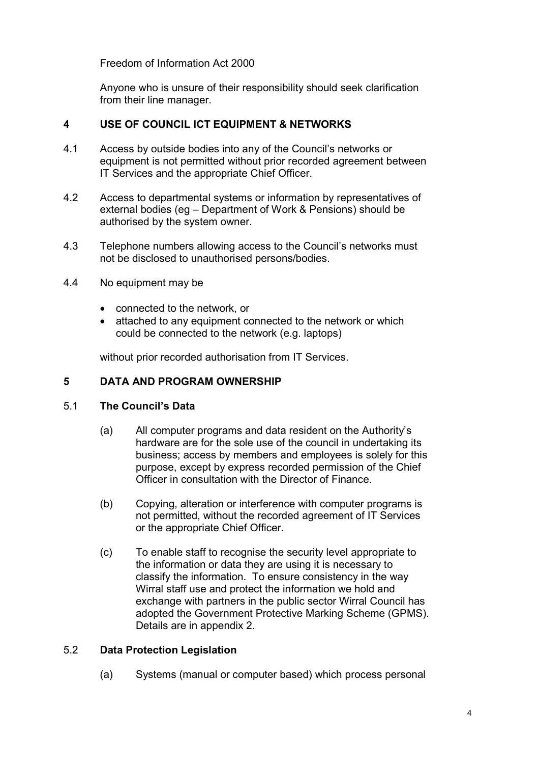Freedom of Information Act 2000

Anyone who is unsure of their responsibility should seek clarification from their line manager.

## 4 USE OF COUNCIL ICT EQUIPMENT & NETWORKS

4.1 Access by outside bodies into any of the Council's networks or equipment is not permitted without prior recorded agreement between IT Services and the appropriate Chief Officer.

4.2 Access to departmental systems or information by representatives of external bodies (eg – Department of Work & Pensions) should be authorised by the system owner.

4.3 Telephone numbers allowing access to the Council's networks must not be disclosed to unauthorised persons/bodies.

4.4 No equipment may be

- connected to the network, or
- attached to any equipment connected to the network or which could be connected to the network (e.g. laptops)

without prior recorded authorisation from IT Services.

## 5 DATA AND PROGRAM OWNERSHIP

### 5.1 The Council's Data

(a) All computer programs and data resident on the Authority's hardware are for the sole use of the council in undertaking its business; access by members and employees is solely for this purpose, except by express recorded permission of the Chief Officer in consultation with the Director of Finance.

(b) Copying, alteration or interference with computer programs is not permitted, without the recorded agreement of IT Services or the appropriate Chief Officer.

(c) To enable staff to recognise the security level appropriate to the information or data they are using it is necessary to classify the information. To ensure consistency in the way Wirral staff use and protect the information we hold and exchange with partners in the public sector Wirral Council has adopted the Government Protective Marking Scheme (GPMS). Details are in appendix 2.

### 5.2 Data Protection Legislation

(a) Systems (manual or computer based) which process personal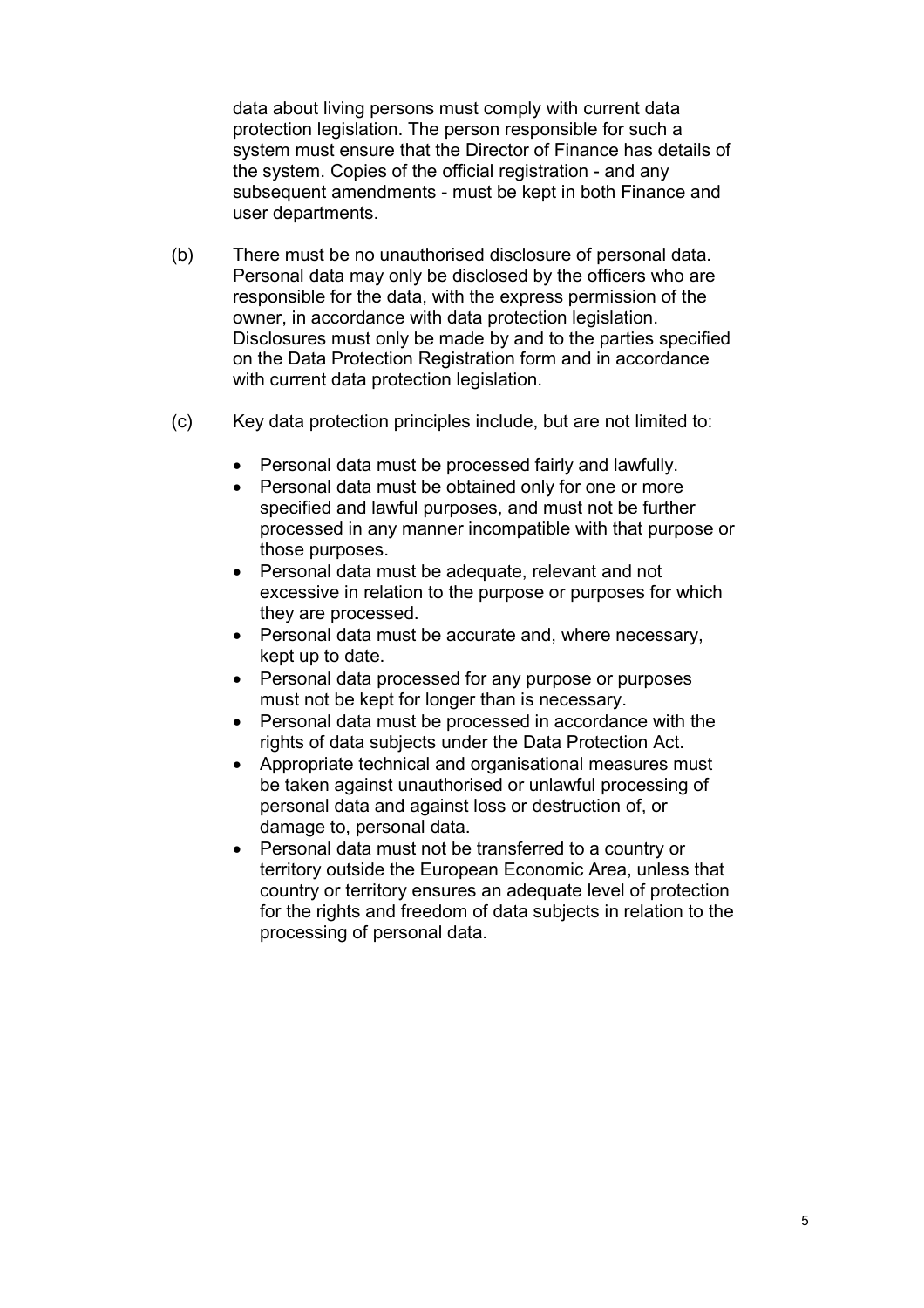data about living persons must comply with current data protection legislation. The person responsible for such a system must ensure that the Director of Finance has details of the system. Copies of the official registration - and any subsequent amendments - must be kept in both Finance and user departments.

(b) There must be no unauthorised disclosure of personal data. Personal data may only be disclosed by the officers who are responsible for the data, with the express permission of the owner, in accordance with data protection legislation. Disclosures must only be made by and to the parties specified on the Data Protection Registration form and in accordance with current data protection legislation.

(c) Key data protection principles include, but are not limited to:

- Personal data must be processed fairly and lawfully.
- Personal data must be obtained only for one or more specified and lawful purposes, and must not be further processed in any manner incompatible with that purpose or those purposes.
- Personal data must be adequate, relevant and not excessive in relation to the purpose or purposes for which they are processed.
- Personal data must be accurate and, where necessary, kept up to date.
- Personal data processed for any purpose or purposes must not be kept for longer than is necessary.
- Personal data must be processed in accordance with the rights of data subjects under the Data Protection Act.
- Appropriate technical and organisational measures must be taken against unauthorised or unlawful processing of personal data and against loss or destruction of, or damage to, personal data.
- Personal data must not be transferred to a country or territory outside the European Economic Area, unless that country or territory ensures an adequate level of protection for the rights and freedom of data subjects in relation to the processing of personal data.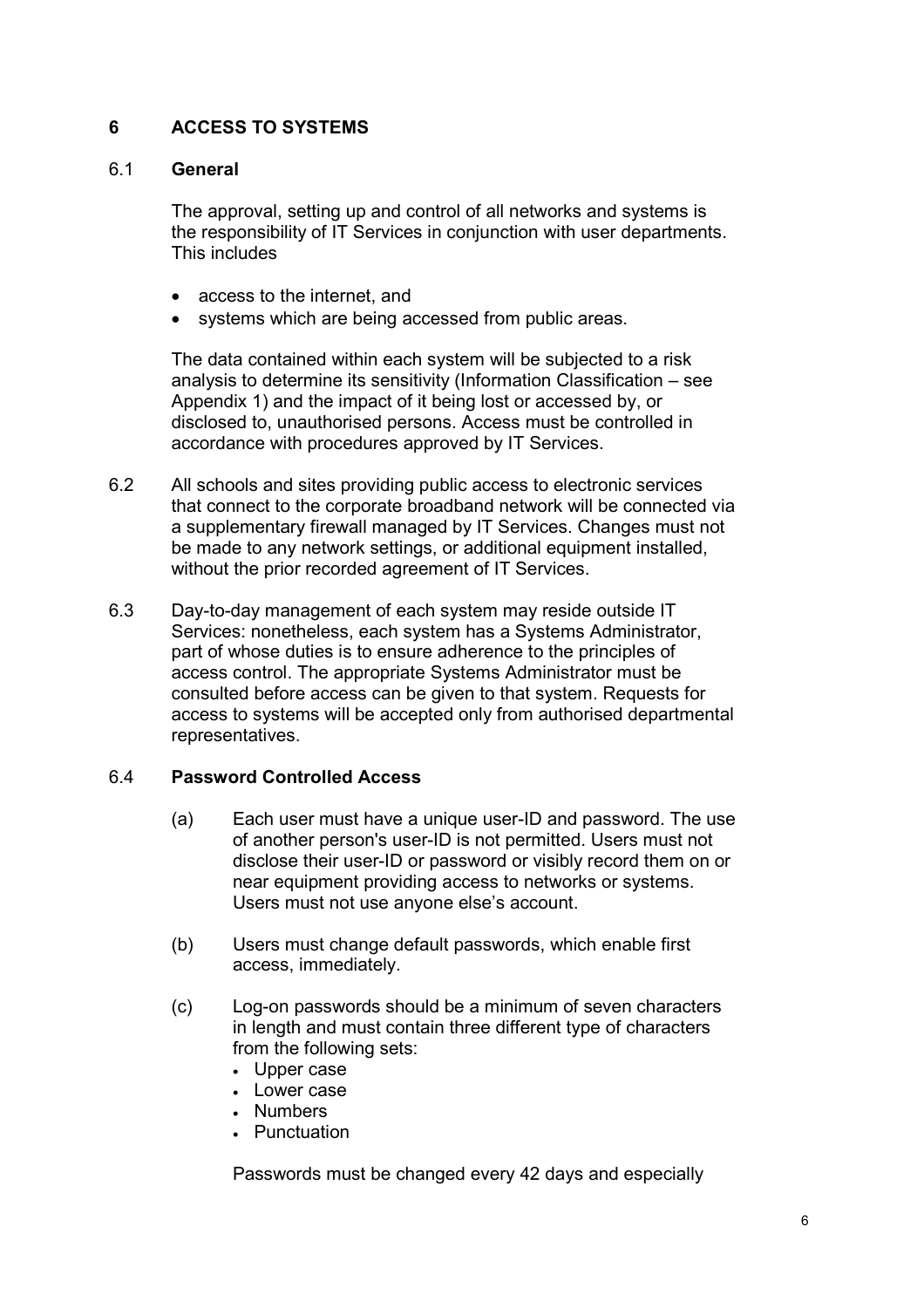## 6 ACCESS TO SYSTEMS

### 6.1 General

The approval, setting up and control of all networks and systems is the responsibility of IT Services in conjunction with user departments. This includes

- access to the internet, and
- systems which are being accessed from public areas.

The data contained within each system will be subjected to a risk analysis to determine its sensitivity (Information Classification – see Appendix 1) and the impact of it being lost or accessed by, or disclosed to, unauthorised persons. Access must be controlled in accordance with procedures approved by IT Services.

6.2 All schools and sites providing public access to electronic services that connect to the corporate broadband network will be connected via a supplementary firewall managed by IT Services. Changes must not be made to any network settings, or additional equipment installed, without the prior recorded agreement of IT Services.

6.3 Day-to-day management of each system may reside outside IT Services: nonetheless, each system has a Systems Administrator, part of whose duties is to ensure adherence to the principles of access control. The appropriate Systems Administrator must be consulted before access can be given to that system. Requests for access to systems will be accepted only from authorised departmental representatives.

### 6.4 Password Controlled Access

(a) Each user must have a unique user-ID and password. The use of another person's user-ID is not permitted. Users must not disclose their user-ID or password or visibly record them on or near equipment providing access to networks or systems. Users must not use anyone else's account.

(b) Users must change default passwords, which enable first access, immediately.

(c) Log-on passwords should be a minimum of seven characters in length and must contain three different type of characters from the following sets:

- Upper case
- Lower case
- Numbers
- Punctuation

Passwords must be changed every 42 days and especially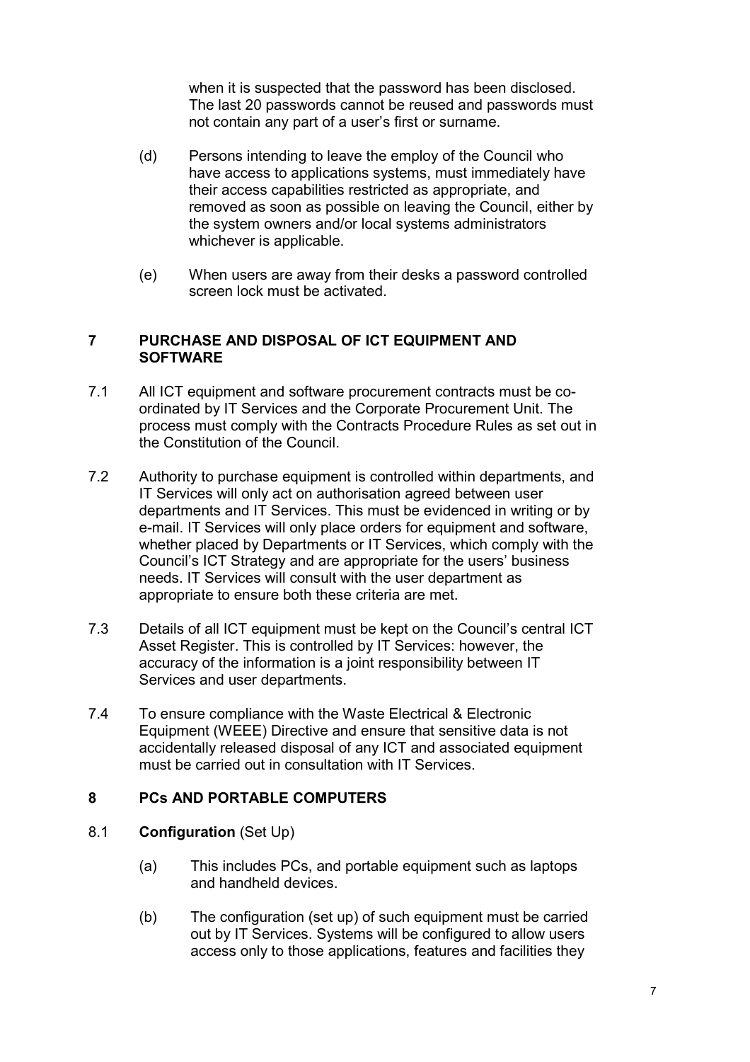when it is suspected that the password has been disclosed. The last 20 passwords cannot be reused and passwords must not contain any part of a user's first or surname.

(d) Persons intending to leave the employ of the Council who have access to applications systems, must immediately have their access capabilities restricted as appropriate, and removed as soon as possible on leaving the Council, either by the system owners and/or local systems administrators whichever is applicable.

(e) When users are away from their desks a password controlled screen lock must be activated.

## 7 PURCHASE AND DISPOSAL OF ICT EQUIPMENT AND SOFTWARE

7.1 All ICT equipment and software procurement contracts must be co-ordinated by IT Services and the Corporate Procurement Unit. The process must comply with the Contracts Procedure Rules as set out in the Constitution of the Council.

7.2 Authority to purchase equipment is controlled within departments, and IT Services will only act on authorisation agreed between user departments and IT Services. This must be evidenced in writing or by e-mail. IT Services will only place orders for equipment and software, whether placed by Departments or IT Services, which comply with the Council's ICT Strategy and are appropriate for the users' business needs. IT Services will consult with the user department as appropriate to ensure both these criteria are met.

7.3 Details of all ICT equipment must be kept on the Council's central ICT Asset Register. This is controlled by IT Services: however, the accuracy of the information is a joint responsibility between IT Services and user departments.

7.4 To ensure compliance with the Waste Electrical & Electronic Equipment (WEEE) Directive and ensure that sensitive data is not accidentally released disposal of any ICT and associated equipment must be carried out in consultation with IT Services.

## 8 PCs AND PORTABLE COMPUTERS

8.1 **Configuration** (Set Up)

(a) This includes PCs, and portable equipment such as laptops and handheld devices.

(b) The configuration (set up) of such equipment must be carried out by IT Services. Systems will be configured to allow users access only to those applications, features and facilities they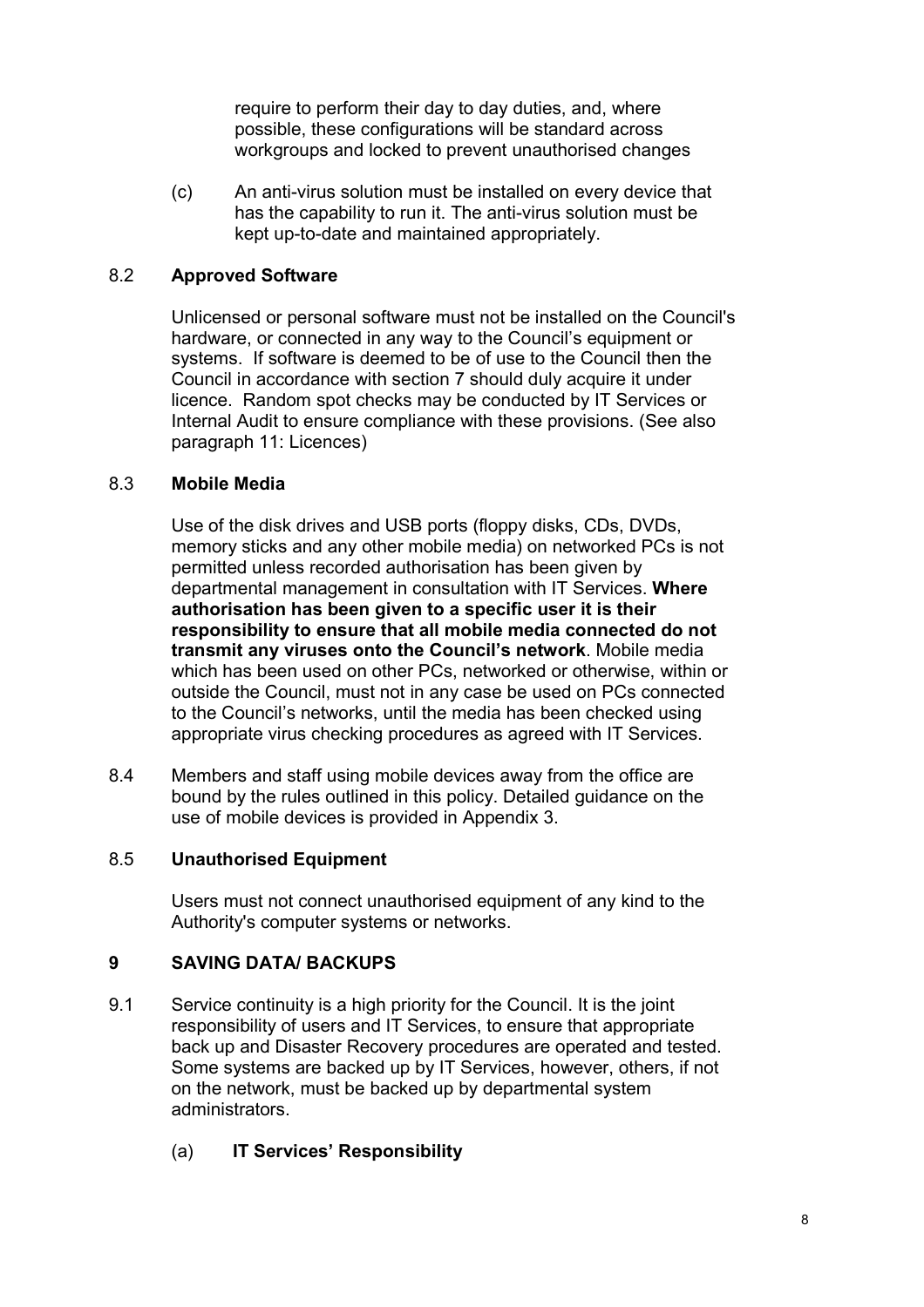require to perform their day to day duties, and, where possible, these configurations will be standard across workgroups and locked to prevent unauthorised changes

(c) An anti-virus solution must be installed on every device that has the capability to run it. The anti-virus solution must be kept up-to-date and maintained appropriately.

### 8.2 Approved Software

Unlicensed or personal software must not be installed on the Council's hardware, or connected in any way to the Council's equipment or systems. If software is deemed to be of use to the Council then the Council in accordance with section 7 should duly acquire it under licence. Random spot checks may be conducted by IT Services or Internal Audit to ensure compliance with these provisions. (See also paragraph 11: Licences)

### 8.3 Mobile Media

Use of the disk drives and USB ports (floppy disks, CDs, DVDs, memory sticks and any other mobile media) on networked PCs is not permitted unless recorded authorisation has been given by departmental management in consultation with IT Services. **Where authorisation has been given to a specific user it is their responsibility to ensure that all mobile media connected do not transmit any viruses onto the Council's network**. Mobile media which has been used on other PCs, networked or otherwise, within or outside the Council, must not in any case be used on PCs connected to the Council's networks, until the media has been checked using appropriate virus checking procedures as agreed with IT Services.

8.4 Members and staff using mobile devices away from the office are bound by the rules outlined in this policy. Detailed guidance on the use of mobile devices is provided in Appendix 3.

### 8.5 Unauthorised Equipment

Users must not connect unauthorised equipment of any kind to the Authority's computer systems or networks.

## 9 SAVING DATA/ BACKUPS

9.1 Service continuity is a high priority for the Council. It is the joint responsibility of users and IT Services, to ensure that appropriate back up and Disaster Recovery procedures are operated and tested. Some systems are backed up by IT Services, however, others, if not on the network, must be backed up by departmental system administrators.

(a) **IT Services' Responsibility**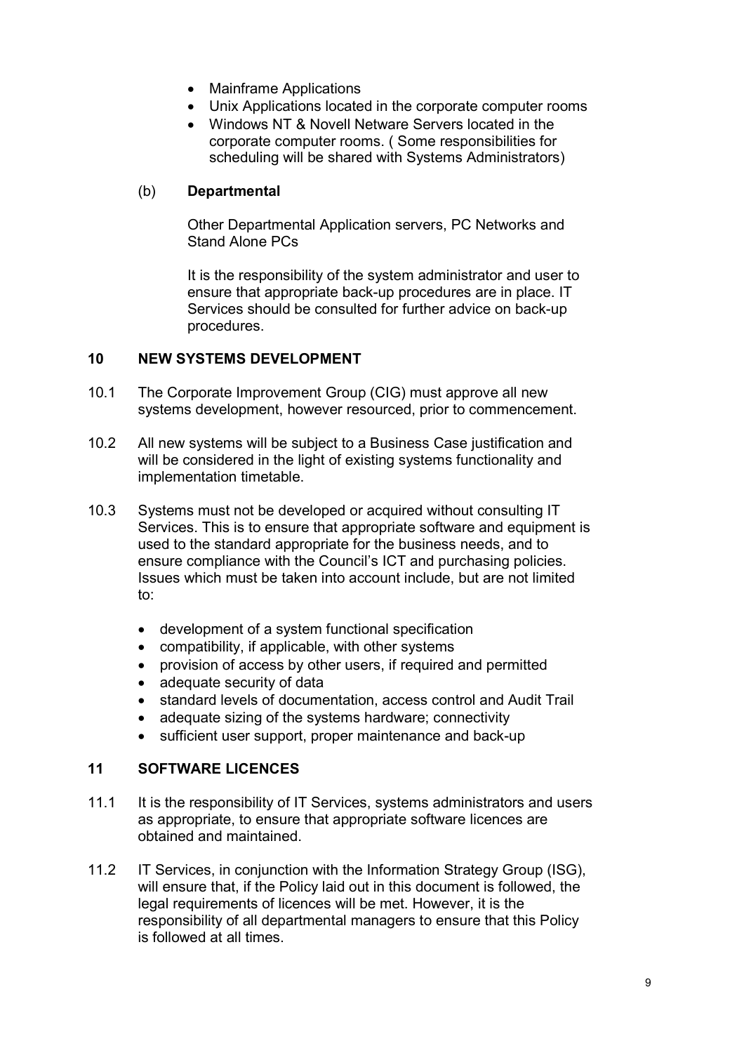- Mainframe Applications
- Unix Applications located in the corporate computer rooms
- Windows NT & Novell Netware Servers located in the corporate computer rooms. ( Some responsibilities for scheduling will be shared with Systems Administrators)

(b) **Departmental**

Other Departmental Application servers, PC Networks and Stand Alone PCs

It is the responsibility of the system administrator and user to ensure that appropriate back-up procedures are in place. IT Services should be consulted for further advice on back-up procedures.

## 10 NEW SYSTEMS DEVELOPMENT

10.1 The Corporate Improvement Group (CIG) must approve all new systems development, however resourced, prior to commencement.

10.2 All new systems will be subject to a Business Case justification and will be considered in the light of existing systems functionality and implementation timetable.

10.3 Systems must not be developed or acquired without consulting IT Services. This is to ensure that appropriate software and equipment is used to the standard appropriate for the business needs, and to ensure compliance with the Council's ICT and purchasing policies. Issues which must be taken into account include, but are not limited to:

- development of a system functional specification
- compatibility, if applicable, with other systems
- provision of access by other users, if required and permitted
- adequate security of data
- standard levels of documentation, access control and Audit Trail
- adequate sizing of the systems hardware; connectivity
- sufficient user support, proper maintenance and back-up

## 11 SOFTWARE LICENCES

11.1 It is the responsibility of IT Services, systems administrators and users as appropriate, to ensure that appropriate software licences are obtained and maintained.

11.2 IT Services, in conjunction with the Information Strategy Group (ISG), will ensure that, if the Policy laid out in this document is followed, the legal requirements of licences will be met. However, it is the responsibility of all departmental managers to ensure that this Policy is followed at all times.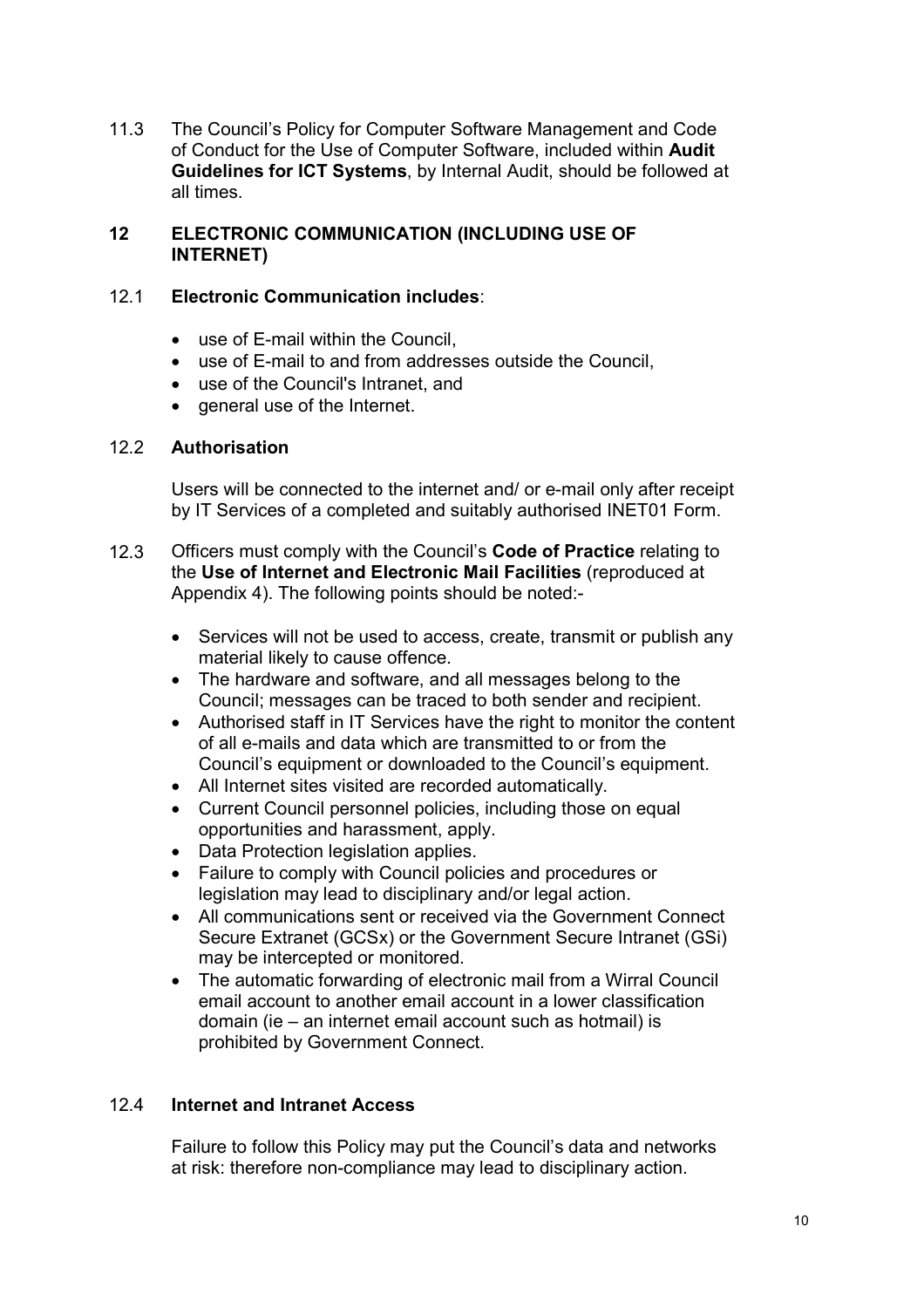11.3 The Council's Policy for Computer Software Management and Code of Conduct for the Use of Computer Software, included within **Audit Guidelines for ICT Systems**, by Internal Audit, should be followed at all times.

## 12 ELECTRONIC COMMUNICATION (INCLUDING USE OF INTERNET)

12.1 **Electronic Communication includes**:

- use of E-mail within the Council,
- use of E-mail to and from addresses outside the Council,
- use of the Council's Intranet, and
- general use of the Internet.

12.2 **Authorisation**

Users will be connected to the internet and/ or e-mail only after receipt by IT Services of a completed and suitably authorised INET01 Form.

12.3 Officers must comply with the Council's **Code of Practice** relating to the **Use of Internet and Electronic Mail Facilities** (reproduced at Appendix 4). The following points should be noted:-

- Services will not be used to access, create, transmit or publish any material likely to cause offence.
- The hardware and software, and all messages belong to the Council; messages can be traced to both sender and recipient.
- Authorised staff in IT Services have the right to monitor the content of all e-mails and data which are transmitted to or from the Council's equipment or downloaded to the Council's equipment.
- All Internet sites visited are recorded automatically.
- Current Council personnel policies, including those on equal opportunities and harassment, apply.
- Data Protection legislation applies.
- Failure to comply with Council policies and procedures or legislation may lead to disciplinary and/or legal action.
- All communications sent or received via the Government Connect Secure Extranet (GCSx) or the Government Secure Intranet (GSi) may be intercepted or monitored.
- The automatic forwarding of electronic mail from a Wirral Council email account to another email account in a lower classification domain (ie – an internet email account such as hotmail) is prohibited by Government Connect.

12.4 **Internet and Intranet Access**

Failure to follow this Policy may put the Council's data and networks at risk: therefore non-compliance may lead to disciplinary action.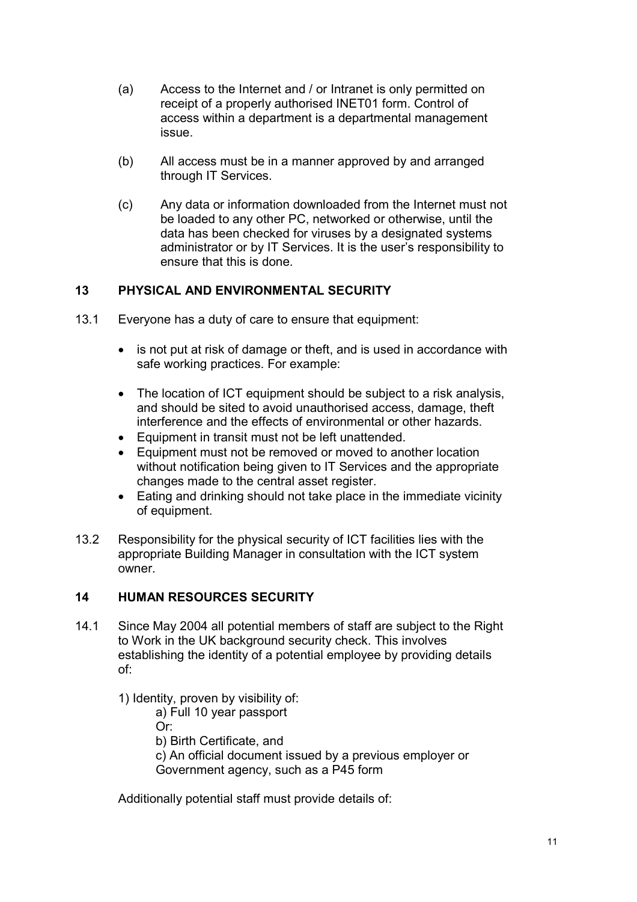(a) Access to the Internet and / or Intranet is only permitted on receipt of a properly authorised INET01 form. Control of access within a department is a departmental management issue.

(b) All access must be in a manner approved by and arranged through IT Services.

(c) Any data or information downloaded from the Internet must not be loaded to any other PC, networked or otherwise, until the data has been checked for viruses by a designated systems administrator or by IT Services. It is the user's responsibility to ensure that this is done.

## 13 PHYSICAL AND ENVIRONMENTAL SECURITY

13.1 Everyone has a duty of care to ensure that equipment:

- is not put at risk of damage or theft, and is used in accordance with safe working practices. For example:

- The location of ICT equipment should be subject to a risk analysis, and should be sited to avoid unauthorised access, damage, theft interference and the effects of environmental or other hazards.
- Equipment in transit must not be left unattended.
- Equipment must not be removed or moved to another location without notification being given to IT Services and the appropriate changes made to the central asset register.
- Eating and drinking should not take place in the immediate vicinity of equipment.

13.2 Responsibility for the physical security of ICT facilities lies with the appropriate Building Manager in consultation with the ICT system owner.

## 14 HUMAN RESOURCES SECURITY

14.1 Since May 2004 all potential members of staff are subject to the Right to Work in the UK background security check. This involves establishing the identity of a potential employee by providing details of:

1) Identity, proven by visibility of:
   a) Full 10 year passport
   Or:
   b) Birth Certificate, and
   c) An official document issued by a previous employer or Government agency, such as a P45 form

Additionally potential staff must provide details of: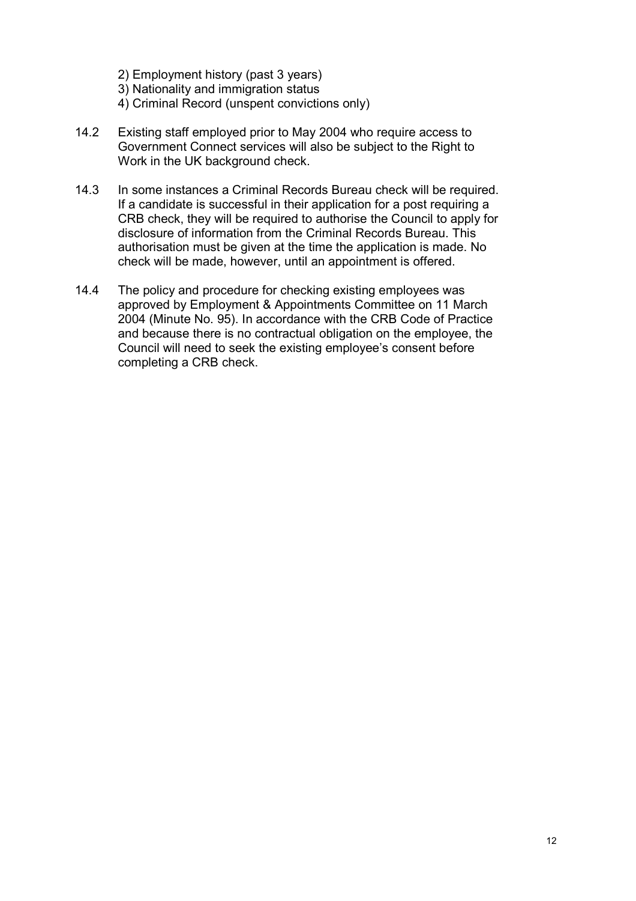2) Employment history (past 3 years)
3) Nationality and immigration status
4) Criminal Record (unspent convictions only)

14.2 Existing staff employed prior to May 2004 who require access to Government Connect services will also be subject to the Right to Work in the UK background check.

14.3 In some instances a Criminal Records Bureau check will be required. If a candidate is successful in their application for a post requiring a CRB check, they will be required to authorise the Council to apply for disclosure of information from the Criminal Records Bureau. This authorisation must be given at the time the application is made. No check will be made, however, until an appointment is offered.

14.4 The policy and procedure for checking existing employees was approved by Employment & Appointments Committee on 11 March 2004 (Minute No. 95). In accordance with the CRB Code of Practice and because there is no contractual obligation on the employee, the Council will need to seek the existing employee's consent before completing a CRB check.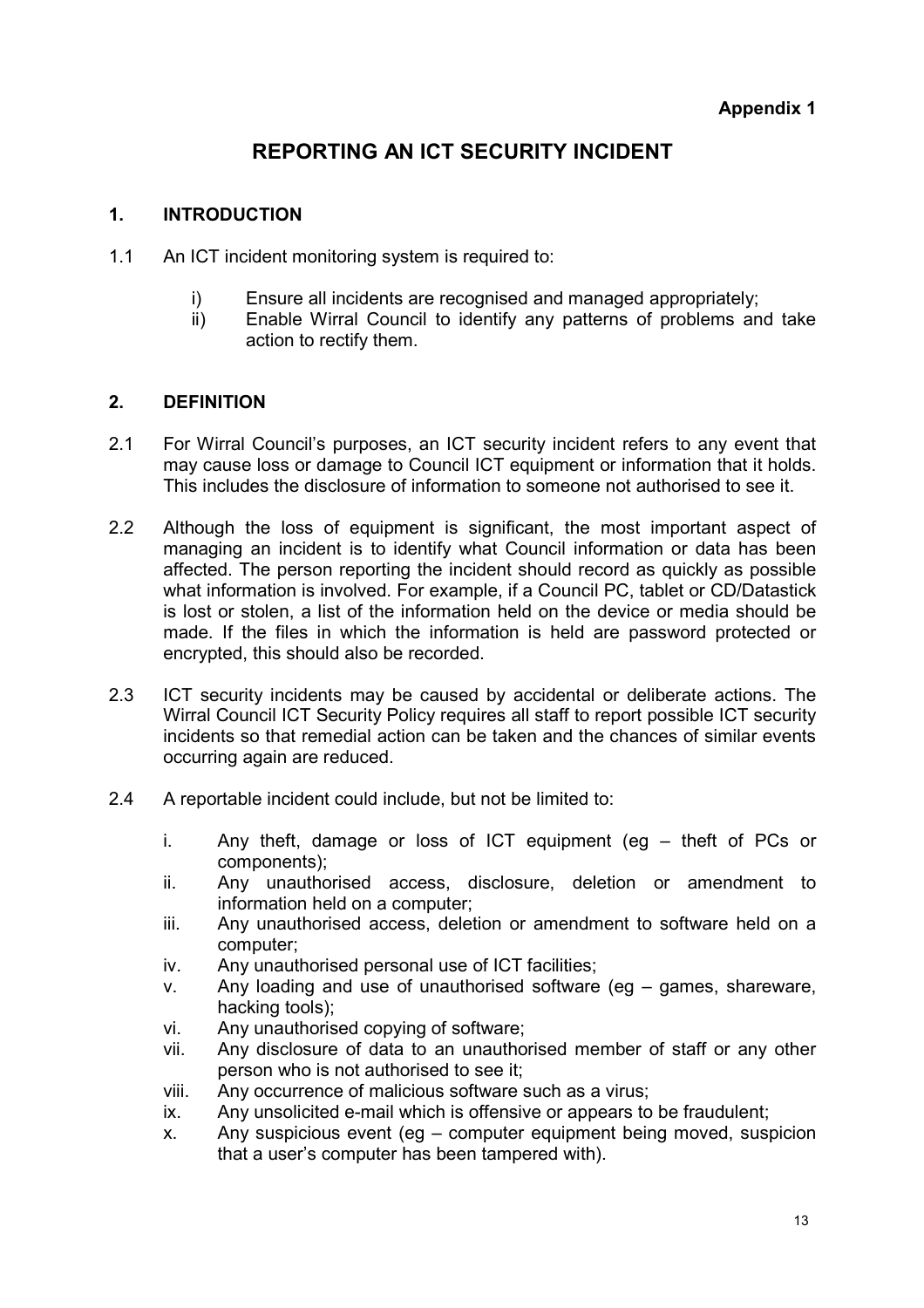**Appendix 1**

# REPORTING AN ICT SECURITY INCIDENT

## 1. INTRODUCTION

1.1 An ICT incident monitoring system is required to:

i) Ensure all incidents are recognised and managed appropriately;
ii) Enable Wirral Council to identify any patterns of problems and take action to rectify them.

## 2. DEFINITION

2.1 For Wirral Council's purposes, an ICT security incident refers to any event that may cause loss or damage to Council ICT equipment or information that it holds. This includes the disclosure of information to someone not authorised to see it.

2.2 Although the loss of equipment is significant, the most important aspect of managing an incident is to identify what Council information or data has been affected. The person reporting the incident should record as quickly as possible what information is involved. For example, if a Council PC, tablet or CD/Datastick is lost or stolen, a list of the information held on the device or media should be made. If the files in which the information is held are password protected or encrypted, this should also be recorded.

2.3 ICT security incidents may be caused by accidental or deliberate actions. The Wirral Council ICT Security Policy requires all staff to report possible ICT security incidents so that remedial action can be taken and the chances of similar events occurring again are reduced.

2.4 A reportable incident could include, but not be limited to:

i. Any theft, damage or loss of ICT equipment (eg – theft of PCs or components);
ii. Any unauthorised access, disclosure, deletion or amendment to information held on a computer;
iii. Any unauthorised access, deletion or amendment to software held on a computer;
iv. Any unauthorised personal use of ICT facilities;
v. Any loading and use of unauthorised software (eg – games, shareware, hacking tools);
vi. Any unauthorised copying of software;
vii. Any disclosure of data to an unauthorised member of staff or any other person who is not authorised to see it;
viii. Any occurrence of malicious software such as a virus;
ix. Any unsolicited e-mail which is offensive or appears to be fraudulent;
x. Any suspicious event (eg – computer equipment being moved, suspicion that a user's computer has been tampered with).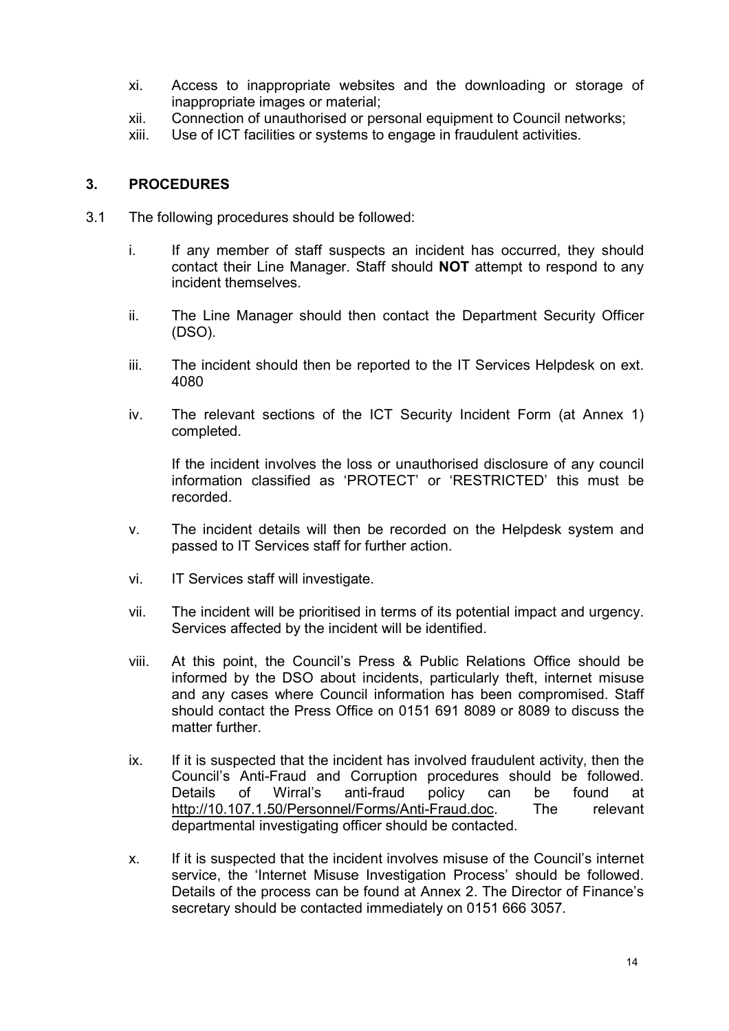xi. Access to inappropriate websites and the downloading or storage of inappropriate images or material;

xii. Connection of unauthorised or personal equipment to Council networks;

xiii. Use of ICT facilities or systems to engage in fraudulent activities.

## 3. PROCEDURES

3.1 The following procedures should be followed:

i. If any member of staff suspects an incident has occurred, they should contact their Line Manager. Staff should **NOT** attempt to respond to any incident themselves.

ii. The Line Manager should then contact the Department Security Officer (DSO).

iii. The incident should then be reported to the IT Services Helpdesk on ext. 4080

iv. The relevant sections of the ICT Security Incident Form (at Annex 1) completed.

If the incident involves the loss or unauthorised disclosure of any council information classified as 'PROTECT' or 'RESTRICTED' this must be recorded.

v. The incident details will then be recorded on the Helpdesk system and passed to IT Services staff for further action.

vi. IT Services staff will investigate.

vii. The incident will be prioritised in terms of its potential impact and urgency. Services affected by the incident will be identified.

viii. At this point, the Council's Press & Public Relations Office should be informed by the DSO about incidents, particularly theft, internet misuse and any cases where Council information has been compromised. Staff should contact the Press Office on 0151 691 8089 or 8089 to discuss the matter further.

ix. If it is suspected that the incident has involved fraudulent activity, then the Council's Anti-Fraud and Corruption procedures should be followed. Details of Wirral's anti-fraud policy can be found at http://10.107.1.50/Personnel/Forms/Anti-Fraud.doc. The relevant departmental investigating officer should be contacted.

x. If it is suspected that the incident involves misuse of the Council's internet service, the 'Internet Misuse Investigation Process' should be followed. Details of the process can be found at Annex 2. The Director of Finance's secretary should be contacted immediately on 0151 666 3057.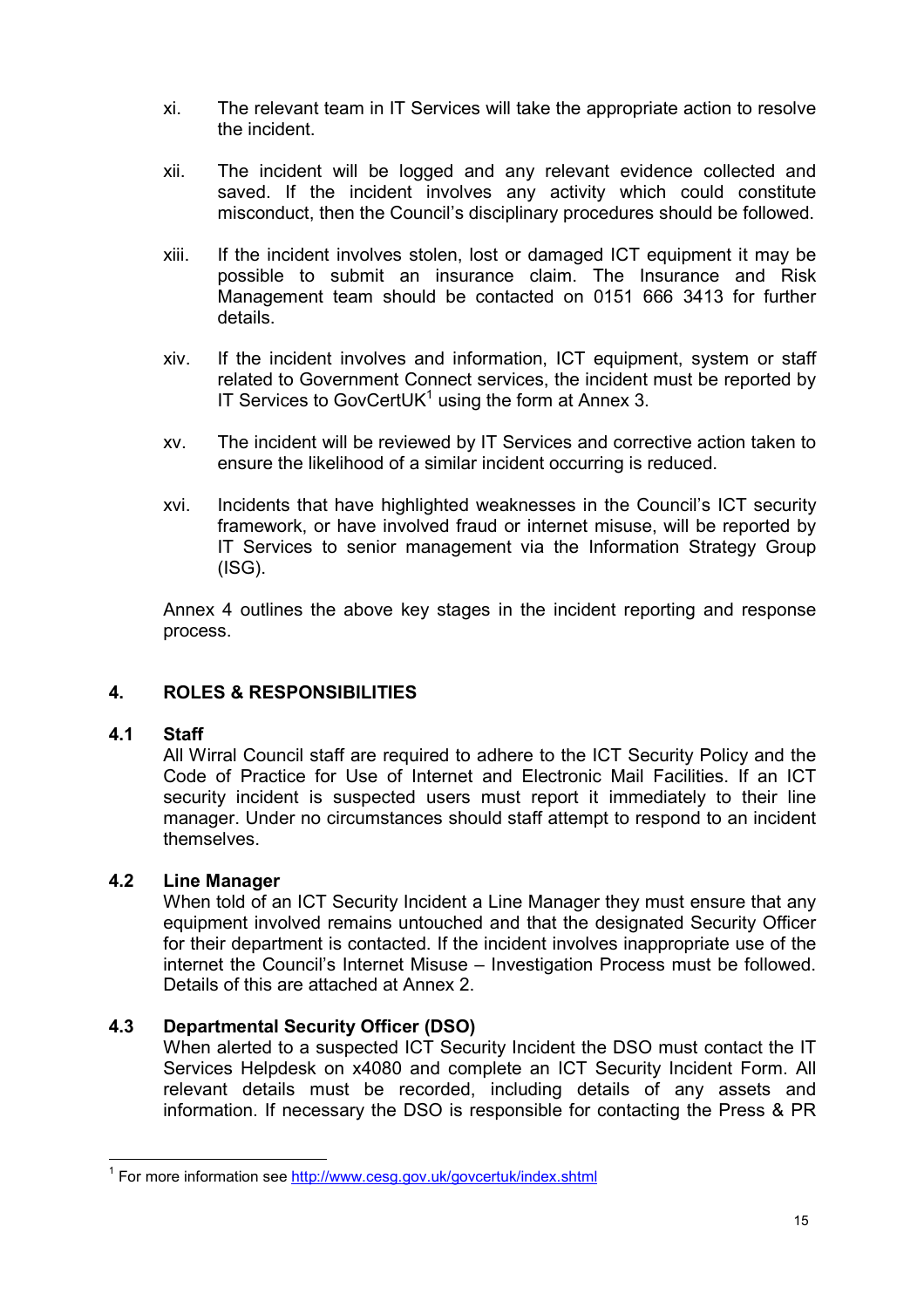xi. The relevant team in IT Services will take the appropriate action to resolve the incident.

xii. The incident will be logged and any relevant evidence collected and saved. If the incident involves any activity which could constitute misconduct, then the Council's disciplinary procedures should be followed.

xiii. If the incident involves stolen, lost or damaged ICT equipment it may be possible to submit an insurance claim. The Insurance and Risk Management team should be contacted on 0151 666 3413 for further details.

xiv. If the incident involves and information, ICT equipment, system or staff related to Government Connect services, the incident must be reported by IT Services to GovCertUK[1] using the form at Annex 3.

xv. The incident will be reviewed by IT Services and corrective action taken to ensure the likelihood of a similar incident occurring is reduced.

xvi. Incidents that have highlighted weaknesses in the Council's ICT security framework, or have involved fraud or internet misuse, will be reported by IT Services to senior management via the Information Strategy Group (ISG).

Annex 4 outlines the above key stages in the incident reporting and response process.

## 4. ROLES & RESPONSIBILITIES

### 4.1 Staff

All Wirral Council staff are required to adhere to the ICT Security Policy and the Code of Practice for Use of Internet and Electronic Mail Facilities. If an ICT security incident is suspected users must report it immediately to their line manager. Under no circumstances should staff attempt to respond to an incident themselves.

### 4.2 Line Manager

When told of an ICT Security Incident a Line Manager they must ensure that any equipment involved remains untouched and that the designated Security Officer for their department is contacted. If the incident involves inappropriate use of the internet the Council's Internet Misuse – Investigation Process must be followed. Details of this are attached at Annex 2.

### 4.3 Departmental Security Officer (DSO)

When alerted to a suspected ICT Security Incident the DSO must contact the IT Services Helpdesk on x4080 and complete an ICT Security Incident Form. All relevant details must be recorded, including details of any assets and information. If necessary the DSO is responsible for contacting the Press & PR

---

[1] For more information see http://www.cesg.gov.uk/govcertuk/index.shtml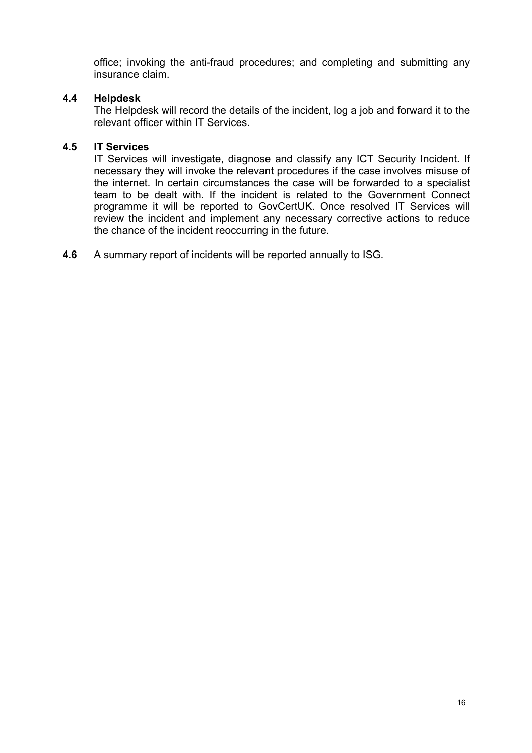office; invoking the anti-fraud procedures; and completing and submitting any insurance claim.

**4.4 Helpdesk**

The Helpdesk will record the details of the incident, log a job and forward it to the relevant officer within IT Services.

**4.5 IT Services**

IT Services will investigate, diagnose and classify any ICT Security Incident. If necessary they will invoke the relevant procedures if the case involves misuse of the internet. In certain circumstances the case will be forwarded to a specialist team to be dealt with. If the incident is related to the Government Connect programme it will be reported to GovCertUK. Once resolved IT Services will review the incident and implement any necessary corrective actions to reduce the chance of the incident reoccurring in the future.

**4.6** A summary report of incidents will be reported annually to ISG.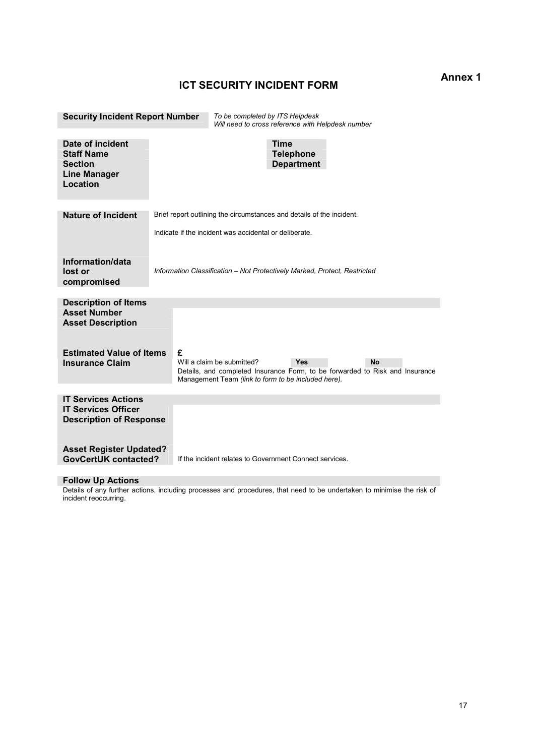**Annex 1**

# ICT SECURITY INCIDENT FORM

| **Security Incident Report Number** | *To be completed by ITS Helpdesk*<br>*Will need to cross reference with Helpdesk number* |
|---|---|

| | | | |
|---|---|---|---|
| **Date of incident** | | **Time** | |
| **Staff Name** | | **Telephone** | |
| **Section** | | **Department** | |
| **Line Manager** | | | |
| **Location** | | | |

| | |
|---|---|
| **Nature of Incident** | Brief report outlining the circumstances and details of the incident.<br><br>Indicate if the incident was accidental or deliberate. |
| **Information/data lost or compromised** | *Information Classification – Not Protectively Marked, Protect, Restricted* |

| **Description of Items** | |
|---|---|
| **Asset Number** | |
| **Asset Description** | |
| **Estimated Value of Items** | £ |
| **Insurance Claim** | Will a claim be submitted? **Yes** **No**<br>Details, and completed Insurance Form, to be forwarded to Risk and Insurance Management Team *(link to form to be included here).* |

| **IT Services Actions** | |
|---|---|
| **IT Services Officer** | |
| **Description of Response** | |
| **Asset Register Updated?** | |
| **GovCertUK contacted?** | If the incident relates to Government Connect services. |

**Follow Up Actions**

Details of any further actions, including processes and procedures, that need to be undertaken to minimise the risk of incident reoccurring.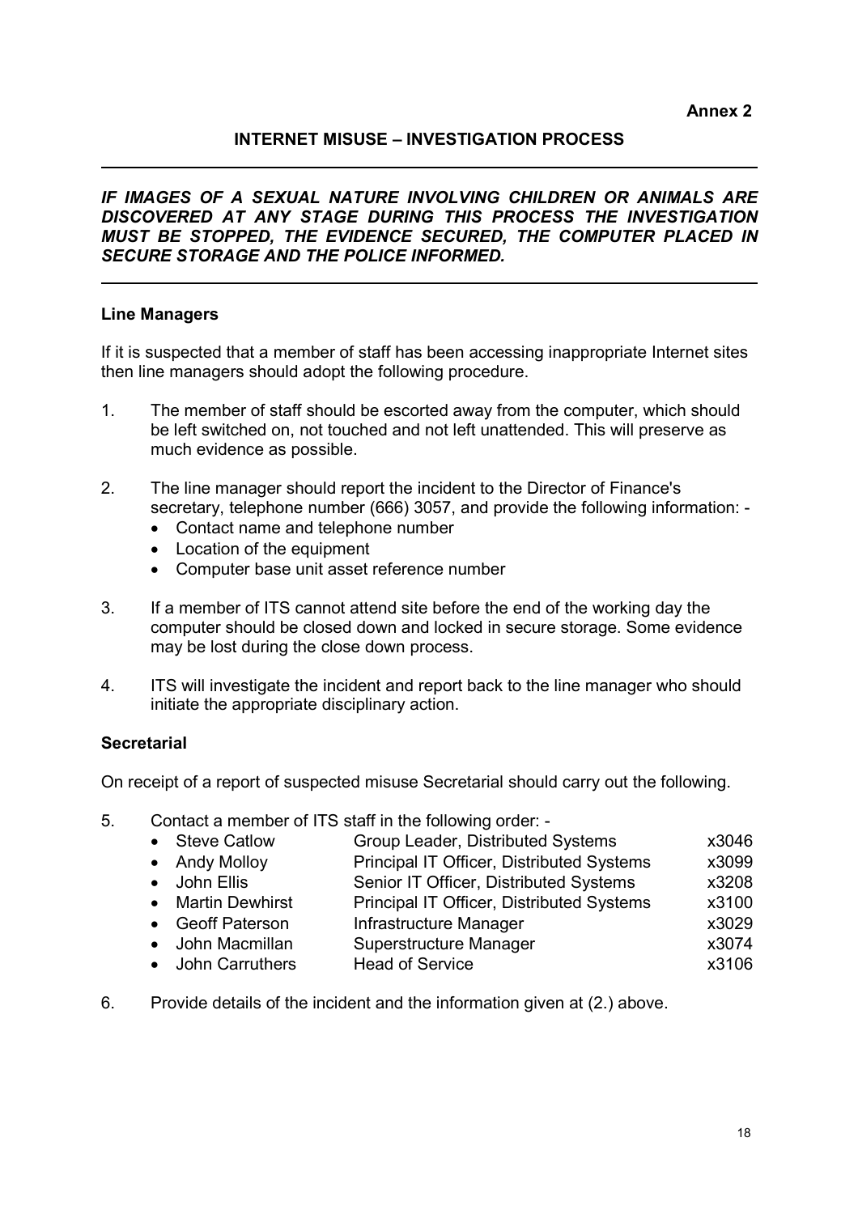**Annex 2**

## INTERNET MISUSE – INVESTIGATION PROCESS

---

***IF IMAGES OF A SEXUAL NATURE INVOLVING CHILDREN OR ANIMALS ARE DISCOVERED AT ANY STAGE DURING THIS PROCESS THE INVESTIGATION MUST BE STOPPED, THE EVIDENCE SECURED, THE COMPUTER PLACED IN SECURE STORAGE AND THE POLICE INFORMED.***

---

### Line Managers

If it is suspected that a member of staff has been accessing inappropriate Internet sites then line managers should adopt the following procedure.

1. The member of staff should be escorted away from the computer, which should be left switched on, not touched and not left unattended. This will preserve as much evidence as possible.

2. The line manager should report the incident to the Director of Finance's secretary, telephone number (666) 3057, and provide the following information: -
   - Contact name and telephone number
   - Location of the equipment
   - Computer base unit asset reference number

3. If a member of ITS cannot attend site before the end of the working day the computer should be closed down and locked in secure storage. Some evidence may be lost during the close down process.

4. ITS will investigate the incident and report back to the line manager who should initiate the appropriate disciplinary action.

### Secretarial

On receipt of a report of suspected misuse Secretarial should carry out the following.

5. Contact a member of ITS staff in the following order: -

| | | |
|---|---|---|
| • Steve Catlow | Group Leader, Distributed Systems | x3046 |
| • Andy Molloy | Principal IT Officer, Distributed Systems | x3099 |
| • John Ellis | Senior IT Officer, Distributed Systems | x3208 |
| • Martin Dewhirst | Principal IT Officer, Distributed Systems | x3100 |
| • Geoff Paterson | Infrastructure Manager | x3029 |
| • John Macmillan | Superstructure Manager | x3074 |
| • John Carruthers | Head of Service | x3106 |

6. Provide details of the incident and the information given at (2.) above.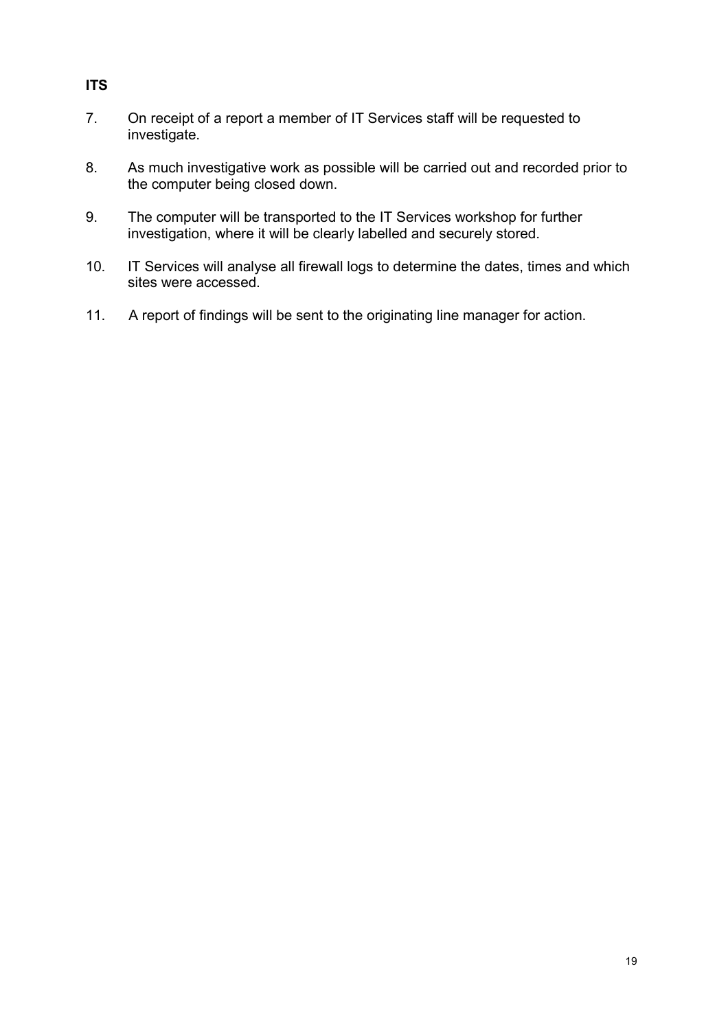**ITS**

7. On receipt of a report a member of IT Services staff will be requested to investigate.

8. As much investigative work as possible will be carried out and recorded prior to the computer being closed down.

9. The computer will be transported to the IT Services workshop for further investigation, where it will be clearly labelled and securely stored.

10. IT Services will analyse all firewall logs to determine the dates, times and which sites were accessed.

11. A report of findings will be sent to the originating line manager for action.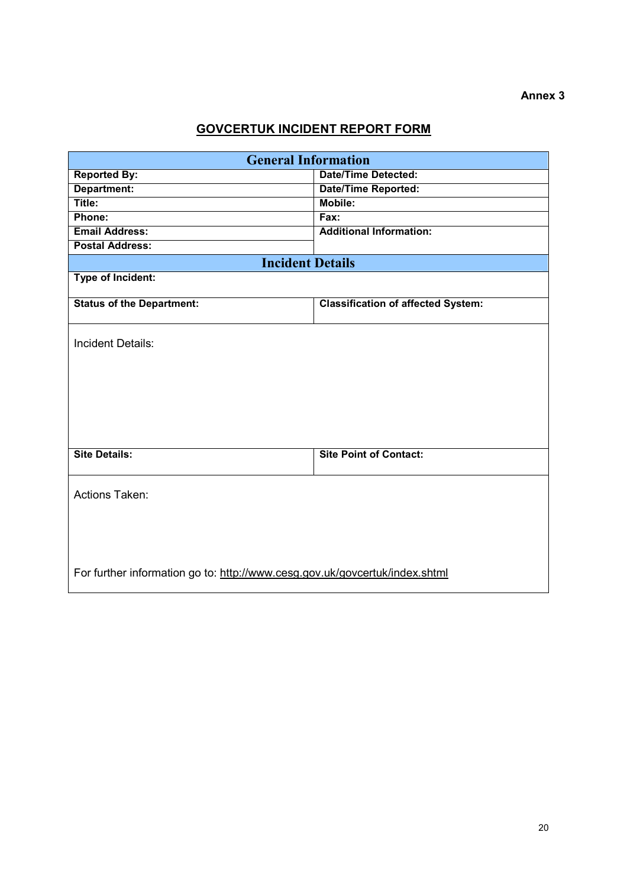**Annex 3**

## GOVCERTUK INCIDENT REPORT FORM

| General Information | |
|---|---|
| **Reported By:** | **Date/Time Detected:** |
| **Department:** | **Date/Time Reported:** |
| **Title:** | **Mobile:** |
| **Phone:** | **Fax:** |
| **Email Address:** | **Additional Information:** |
| **Postal Address:** | |
| **Incident Details** | |
| **Type of Incident:** | |
| **Status of the Department:** | **Classification of affected System:** |
| Incident Details: | |
| **Site Details:** | **Site Point of Contact:** |
| Actions Taken:<br><br>For further information go to: http://www.cesg.gov.uk/govcertuk/index.shtml | |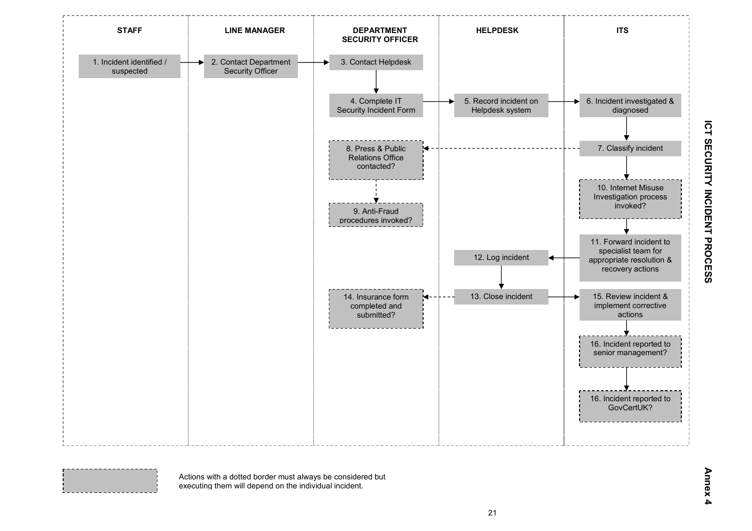# ICT SECURITY INCIDENT PROCESS

**Annex 4**

| STAFF | LINE MANAGER | DEPARTMENT SECURITY OFFICER | HELPDESK | ITS |
|---|---|---|---|---|
| 1. Incident identified / suspected | 2. Contact Department Security Officer | 3. Contact Helpdesk | | |
| | | 4. Complete IT Security Incident Form | 5. Record incident on Helpdesk system | 6. Incident investigated & diagnosed |
| | | 8. Press & Public Relations Office contacted? | | 7. Classify incident |
| | | 9. Anti-Fraud procedures invoked? | | 10. Internet Misuse Investigation process invoked? |
| | | | 12. Log incident | 11. Forward incident to specialist team for appropriate resolution & recovery actions |
| | | 14. Insurance form completed and submitted? | 13. Close incident | 15. Review incident & implement corrective actions |
| | | | | 16. Incident reported to senior management? |
| | | | | 16. Incident reported to GovCertUK? |

Actions with a dotted border must always be considered but executing them will depend on the individual incident.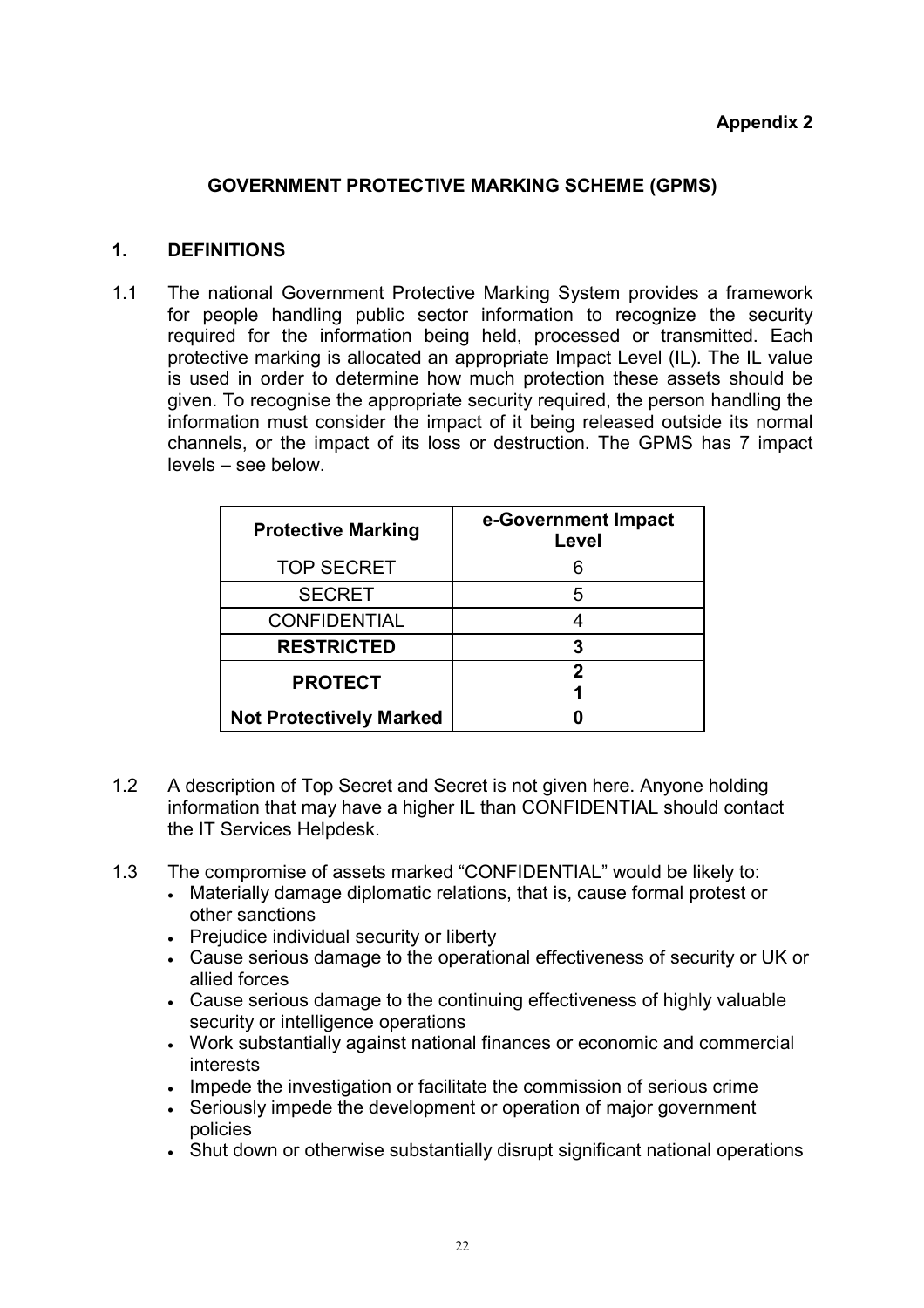**Appendix 2**

## GOVERNMENT PROTECTIVE MARKING SCHEME (GPMS)

### 1. DEFINITIONS

1.1 The national Government Protective Marking System provides a framework for people handling public sector information to recognize the security required for the information being held, processed or transmitted. Each protective marking is allocated an appropriate Impact Level (IL). The IL value is used in order to determine how much protection these assets should be given. To recognise the appropriate security required, the person handling the information must consider the impact of it being released outside its normal channels, or the impact of its loss or destruction. The GPMS has 7 impact levels – see below.

| Protective Marking | e-Government Impact Level |
|---|---|
| TOP SECRET | 6 |
| SECRET | 5 |
| CONFIDENTIAL | 4 |
| **RESTRICTED** | **3** |
| **PROTECT** | **2**<br>**1** |
| **Not Protectively Marked** | **0** |

1.2 A description of Top Secret and Secret is not given here. Anyone holding information that may have a higher IL than CONFIDENTIAL should contact the IT Services Helpdesk.

1.3 The compromise of assets marked "CONFIDENTIAL" would be likely to:

- Materially damage diplomatic relations, that is, cause formal protest or other sanctions
- Prejudice individual security or liberty
- Cause serious damage to the operational effectiveness of security or UK or allied forces
- Cause serious damage to the continuing effectiveness of highly valuable security or intelligence operations
- Work substantially against national finances or economic and commercial interests
- Impede the investigation or facilitate the commission of serious crime
- Seriously impede the development or operation of major government policies
- Shut down or otherwise substantially disrupt significant national operations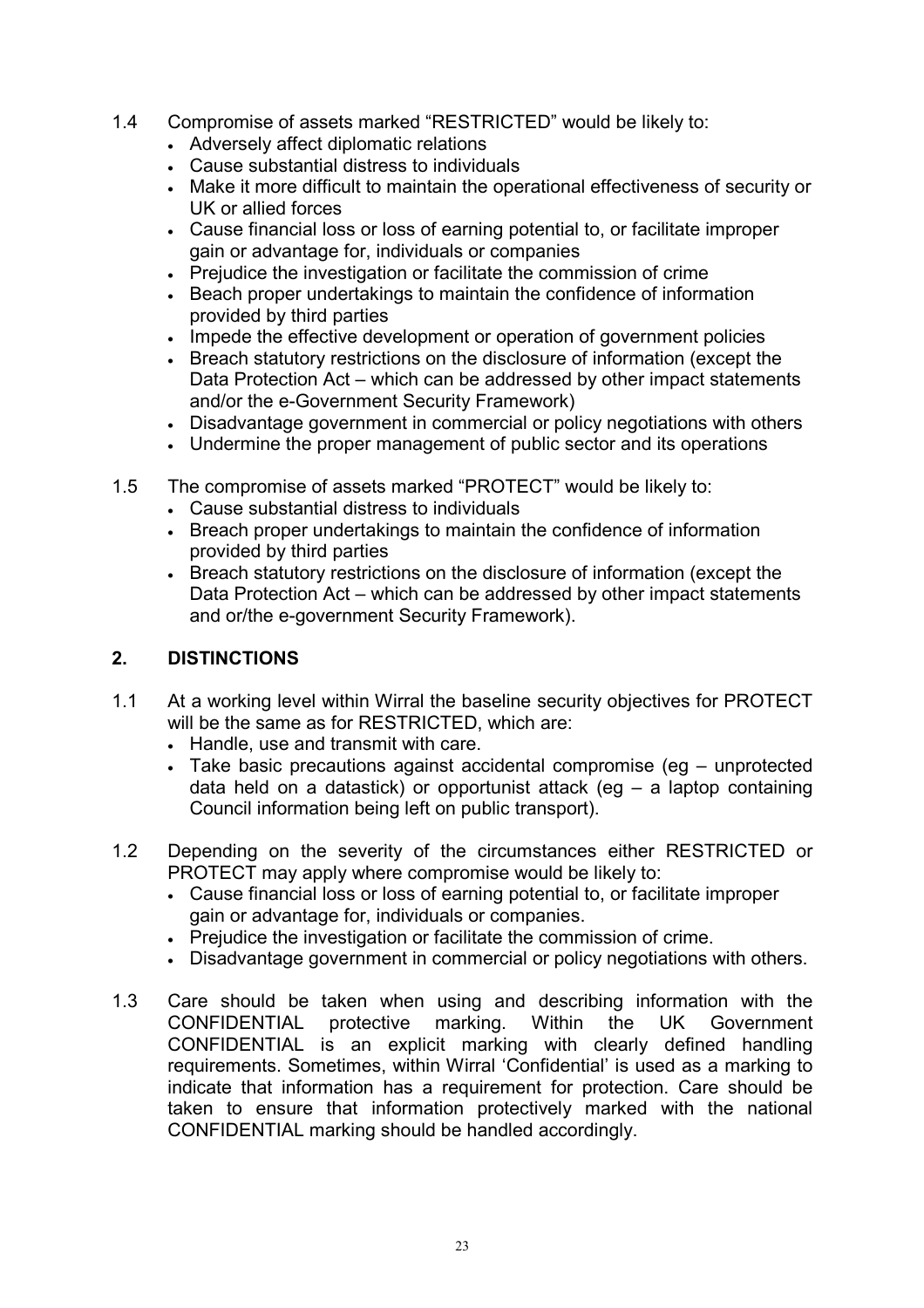1.4 Compromise of assets marked "RESTRICTED" would be likely to:

- Adversely affect diplomatic relations
- Cause substantial distress to individuals
- Make it more difficult to maintain the operational effectiveness of security or UK or allied forces
- Cause financial loss or loss of earning potential to, or facilitate improper gain or advantage for, individuals or companies
- Prejudice the investigation or facilitate the commission of crime
- Beach proper undertakings to maintain the confidence of information provided by third parties
- Impede the effective development or operation of government policies
- Breach statutory restrictions on the disclosure of information (except the Data Protection Act – which can be addressed by other impact statements and/or the e-Government Security Framework)
- Disadvantage government in commercial or policy negotiations with others
- Undermine the proper management of public sector and its operations

1.5 The compromise of assets marked "PROTECT" would be likely to:

- Cause substantial distress to individuals
- Breach proper undertakings to maintain the confidence of information provided by third parties
- Breach statutory restrictions on the disclosure of information (except the Data Protection Act – which can be addressed by other impact statements and or/the e-government Security Framework).

## 2. DISTINCTIONS

1.1 At a working level within Wirral the baseline security objectives for PROTECT will be the same as for RESTRICTED, which are:

- Handle, use and transmit with care.
- Take basic precautions against accidental compromise (eg – unprotected data held on a datastick) or opportunist attack (eg – a laptop containing Council information being left on public transport).

1.2 Depending on the severity of the circumstances either RESTRICTED or PROTECT may apply where compromise would be likely to:

- Cause financial loss or loss of earning potential to, or facilitate improper gain or advantage for, individuals or companies.
- Prejudice the investigation or facilitate the commission of crime.
- Disadvantage government in commercial or policy negotiations with others.

1.3 Care should be taken when using and describing information with the CONFIDENTIAL protective marking. Within the UK Government CONFIDENTIAL is an explicit marking with clearly defined handling requirements. Sometimes, within Wirral 'Confidential' is used as a marking to indicate that information has a requirement for protection. Care should be taken to ensure that information protectively marked with the national CONFIDENTIAL marking should be handled accordingly.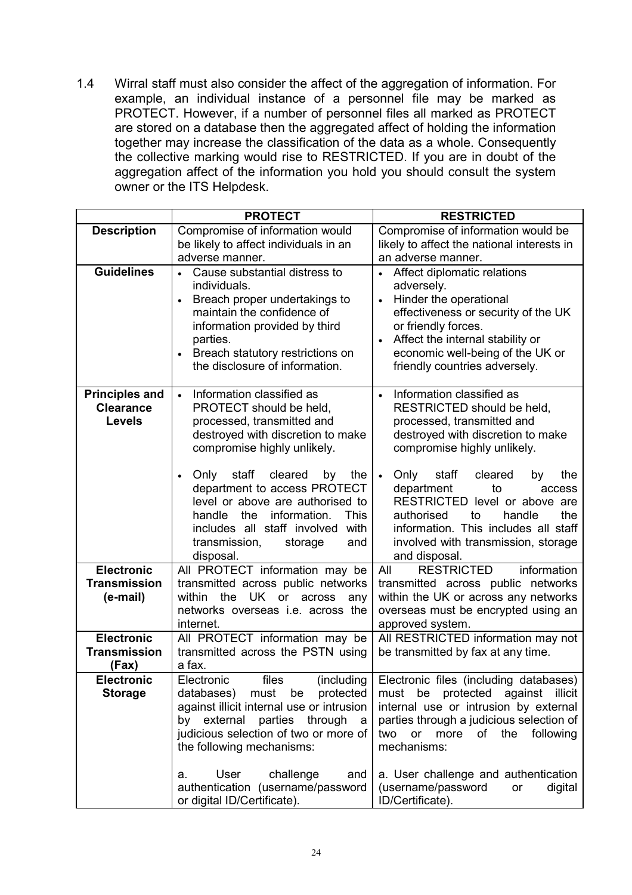1.4 Wirral staff must also consider the affect of the aggregation of information. For example, an individual instance of a personnel file may be marked as PROTECT. However, if a number of personnel files all marked as PROTECT are stored on a database then the aggregated affect of holding the information together may increase the classification of the data as a whole. Consequently the collective marking would rise to RESTRICTED. If you are in doubt of the aggregation affect of the information you hold you should consult the system owner or the ITS Helpdesk.

| | **PROTECT** | **RESTRICTED** |
|---|---|---|
| **Description** | Compromise of information would be likely to affect individuals in an adverse manner. | Compromise of information would be likely to affect the national interests in an adverse manner. |
| **Guidelines** | • Cause substantial distress to individuals.<br>• Breach proper undertakings to maintain the confidence of information provided by third parties.<br>• Breach statutory restrictions on the disclosure of information. | • Affect diplomatic relations adversely.<br>• Hinder the operational effectiveness or security of the UK or friendly forces.<br>• Affect the internal stability or economic well-being of the UK or friendly countries adversely. |
| **Principles and Clearance Levels** | • Information classified as PROTECT should be held, processed, transmitted and destroyed with discretion to make compromise highly unlikely.<br>• Only staff cleared by the department to access PROTECT level or above are authorised to handle the information. This includes all staff involved with transmission, storage and disposal. | • Information classified as RESTRICTED should be held, processed, transmitted and destroyed with discretion to make compromise highly unlikely.<br>• Only staff cleared by the department to access RESTRICTED level or above are authorised to handle the information. This includes all staff involved with transmission, storage and disposal. |
| **Electronic Transmission (e-mail)** | All PROTECT information may be transmitted across public networks within the UK or across any networks overseas i.e. across the internet. | All RESTRICTED information transmitted across public networks within the UK or across any networks overseas must be encrypted using an approved system. |
| **Electronic Transmission (Fax)** | All PROTECT information may be transmitted across the PSTN using a fax. | All RESTRICTED information may not be transmitted by fax at any time. |
| **Electronic Storage** | Electronic files (including databases) must be protected against illicit internal use or intrusion by external parties through a judicious selection of two or more of the following mechanisms:<br><br>a. User challenge and authentication (username/password or digital ID/Certificate). | Electronic files (including databases) must be protected against illicit internal use or intrusion by external parties through a judicious selection of two or more of the following mechanisms:<br><br>a. User challenge and authentication (username/password or digital ID/Certificate). |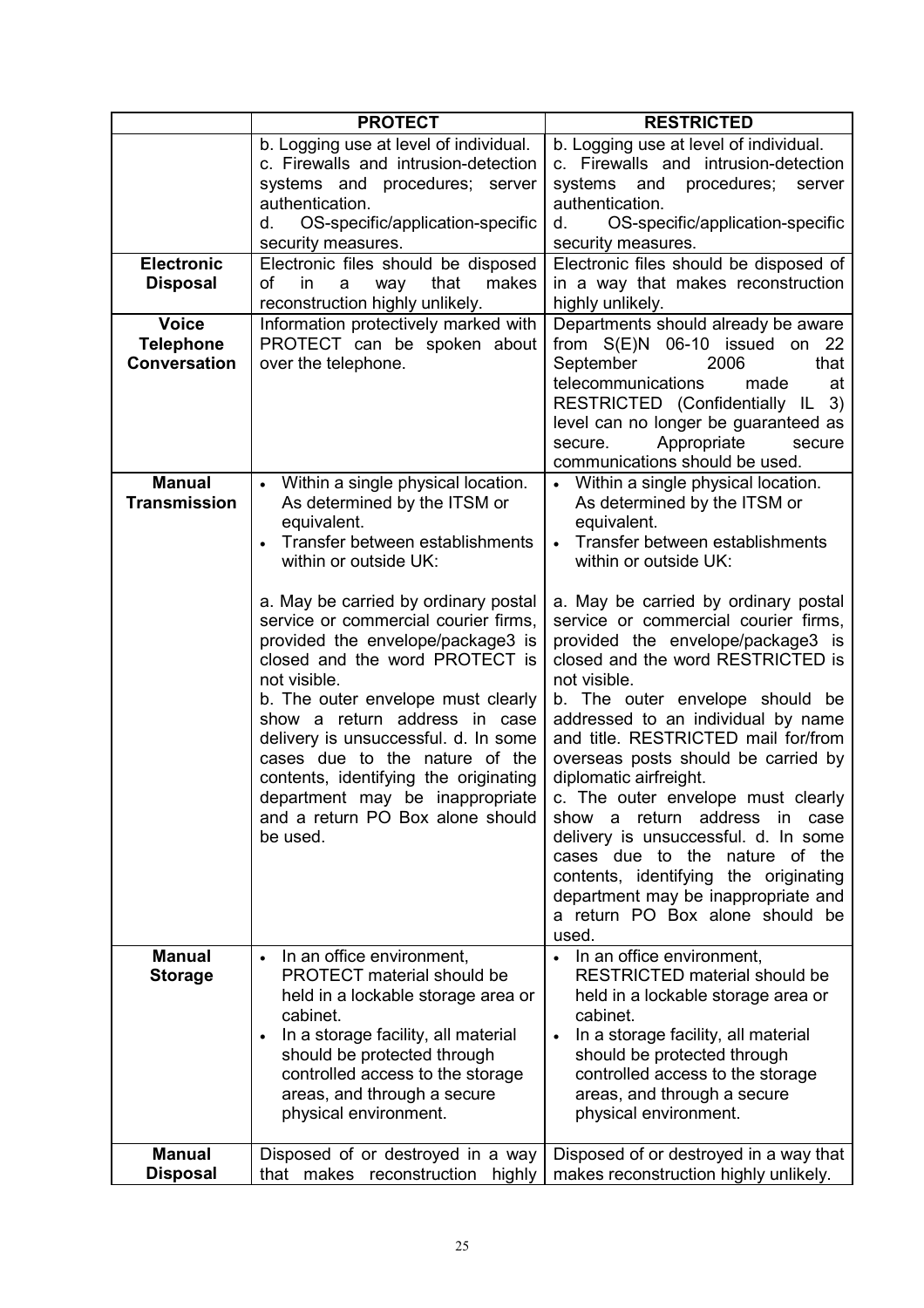| | PROTECT | RESTRICTED |
|---|---|---|
| | b. Logging use at level of individual.<br>c. Firewalls and intrusion-detection systems and procedures; server authentication.<br>d. OS-specific/application-specific security measures. | b. Logging use at level of individual.<br>c. Firewalls and intrusion-detection systems and procedures; server authentication.<br>d. OS-specific/application-specific security measures. |
| **Electronic Disposal** | Electronic files should be disposed of in a way that makes reconstruction highly unlikely. | Electronic files should be disposed of in a way that makes reconstruction highly unlikely. |
| **Voice Telephone Conversation** | Information protectively marked with PROTECT can be spoken about over the telephone. | Departments should already be aware from S(E)N 06-10 issued on 22 September 2006 that telecommunications made at RESTRICTED (Confidentially IL 3) level can no longer be guaranteed as secure. Appropriate secure communications should be used. |
| **Manual Transmission** | • Within a single physical location. As determined by the ITSM or equivalent.<br>• Transfer between establishments within or outside UK:<br><br>a. May be carried by ordinary postal service or commercial courier firms, provided the envelope/package3 is closed and the word PROTECT is not visible.<br>b. The outer envelope must clearly show a return address in case delivery is unsuccessful. d. In some cases due to the nature of the contents, identifying the originating department may be inappropriate and a return PO Box alone should be used. | • Within a single physical location. As determined by the ITSM or equivalent.<br>• Transfer between establishments within or outside UK:<br><br>a. May be carried by ordinary postal service or commercial courier firms, provided the envelope/package3 is closed and the word RESTRICTED is not visible.<br>b. The outer envelope should be addressed to an individual by name and title. RESTRICTED mail for/from overseas posts should be carried by diplomatic airfreight.<br>c. The outer envelope must clearly show a return address in case delivery is unsuccessful. d. In some cases due to the nature of the contents, identifying the originating department may be inappropriate and a return PO Box alone should be used. |
| **Manual Storage** | • In an office environment, PROTECT material should be held in a lockable storage area or cabinet.<br>• In a storage facility, all material should be protected through controlled access to the storage areas, and through a secure physical environment. | • In an office environment, RESTRICTED material should be held in a lockable storage area or cabinet.<br>• In a storage facility, all material should be protected through controlled access to the storage areas, and through a secure physical environment. |
| **Manual Disposal** | Disposed of or destroyed in a way that makes reconstruction highly | Disposed of or destroyed in a way that makes reconstruction highly unlikely. |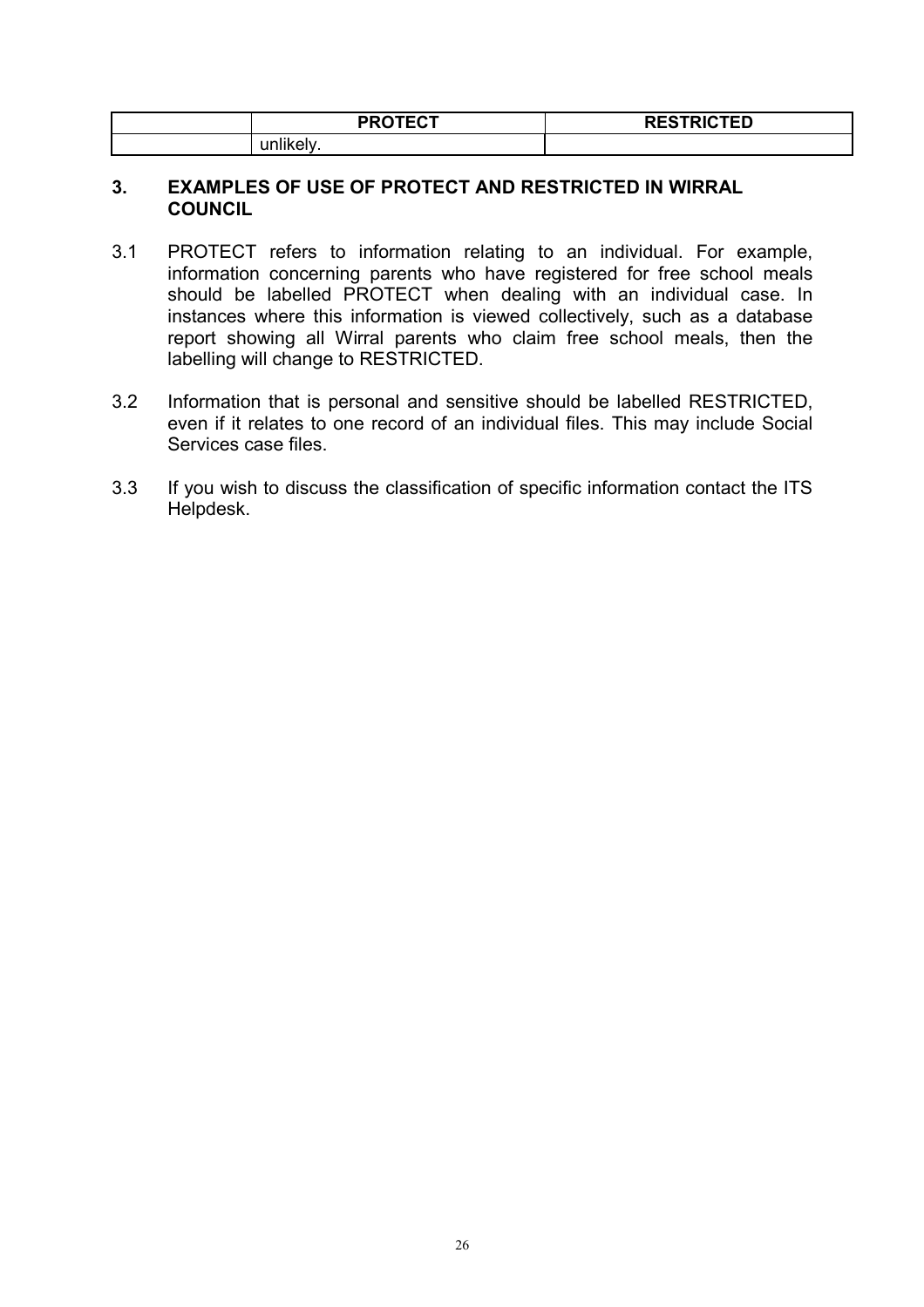| | PROTECT | RESTRICTED |
|---|---|---|
| | unlikely. | |

## 3. EXAMPLES OF USE OF PROTECT AND RESTRICTED IN WIRRAL COUNCIL

3.1 PROTECT refers to information relating to an individual. For example, information concerning parents who have registered for free school meals should be labelled PROTECT when dealing with an individual case. In instances where this information is viewed collectively, such as a database report showing all Wirral parents who claim free school meals, then the labelling will change to RESTRICTED.

3.2 Information that is personal and sensitive should be labelled RESTRICTED, even if it relates to one record of an individual files. This may include Social Services case files.

3.3 If you wish to discuss the classification of specific information contact the ITS Helpdesk.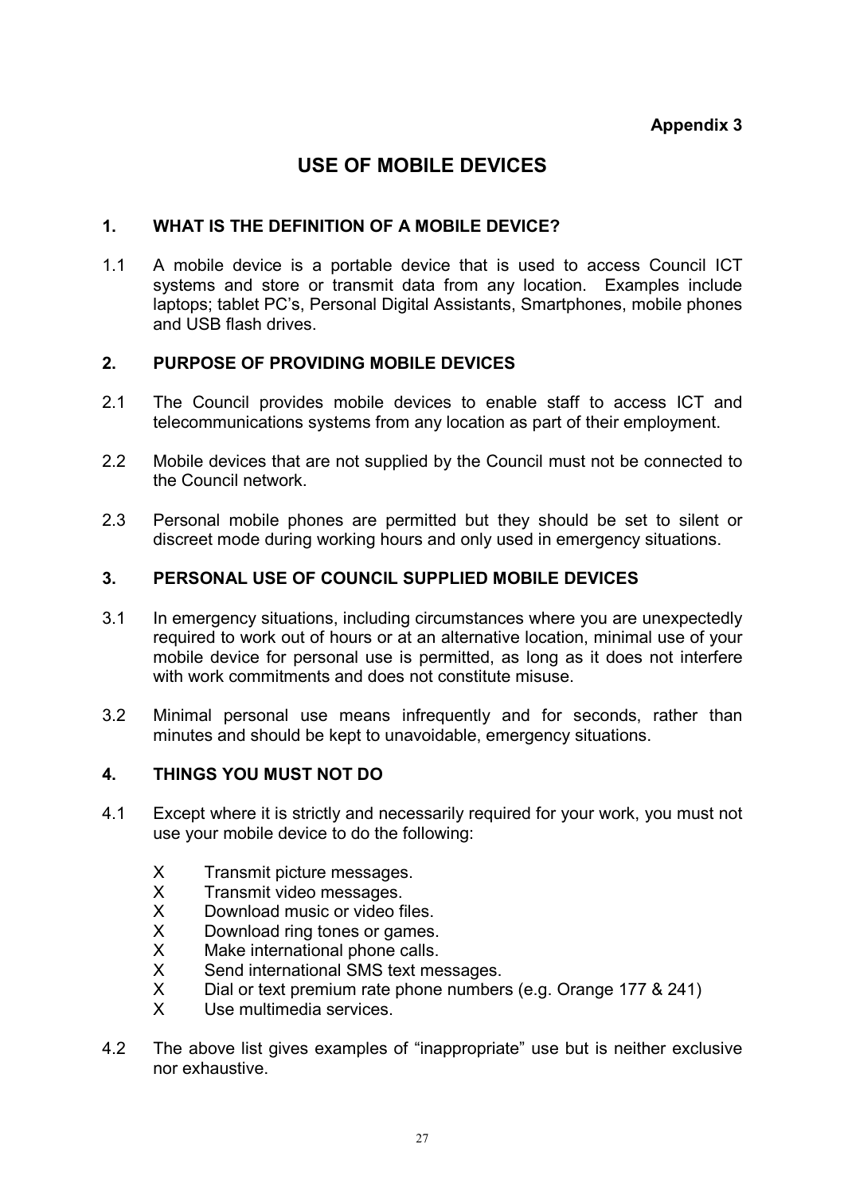**Appendix 3**

# USE OF MOBILE DEVICES

## 1. WHAT IS THE DEFINITION OF A MOBILE DEVICE?

1.1 A mobile device is a portable device that is used to access Council ICT systems and store or transmit data from any location. Examples include laptops; tablet PC's, Personal Digital Assistants, Smartphones, mobile phones and USB flash drives.

## 2. PURPOSE OF PROVIDING MOBILE DEVICES

2.1 The Council provides mobile devices to enable staff to access ICT and telecommunications systems from any location as part of their employment.

2.2 Mobile devices that are not supplied by the Council must not be connected to the Council network.

2.3 Personal mobile phones are permitted but they should be set to silent or discreet mode during working hours and only used in emergency situations.

## 3. PERSONAL USE OF COUNCIL SUPPLIED MOBILE DEVICES

3.1 In emergency situations, including circumstances where you are unexpectedly required to work out of hours or at an alternative location, minimal use of your mobile device for personal use is permitted, as long as it does not interfere with work commitments and does not constitute misuse.

3.2 Minimal personal use means infrequently and for seconds, rather than minutes and should be kept to unavoidable, emergency situations.

## 4. THINGS YOU MUST NOT DO

4.1 Except where it is strictly and necessarily required for your work, you must not use your mobile device to do the following:

- X Transmit picture messages.
- X Transmit video messages.
- X Download music or video files.
- X Download ring tones or games.
- X Make international phone calls.
- X Send international SMS text messages.
- X Dial or text premium rate phone numbers (e.g. Orange 177 & 241)
- X Use multimedia services.

4.2 The above list gives examples of "inappropriate" use but is neither exclusive nor exhaustive.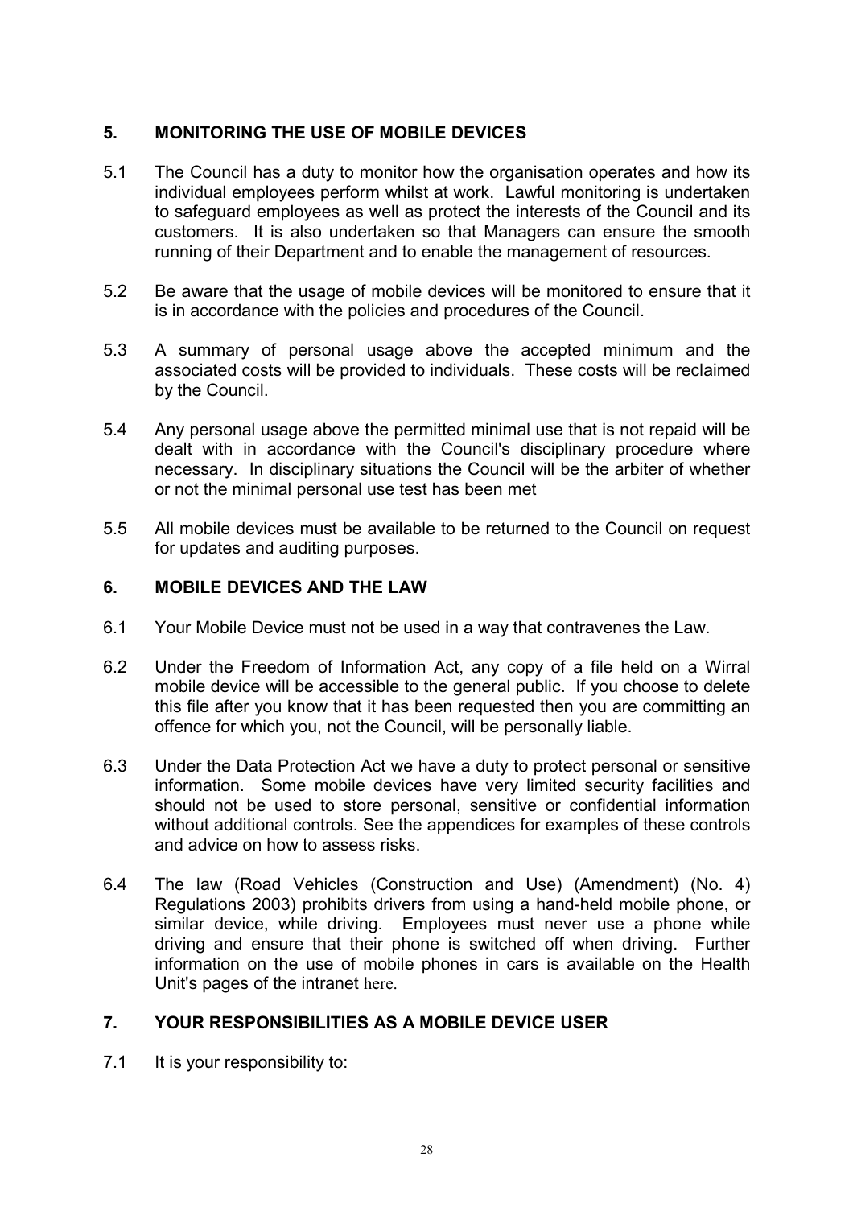## 5. MONITORING THE USE OF MOBILE DEVICES

5.1 The Council has a duty to monitor how the organisation operates and how its individual employees perform whilst at work. Lawful monitoring is undertaken to safeguard employees as well as protect the interests of the Council and its customers. It is also undertaken so that Managers can ensure the smooth running of their Department and to enable the management of resources.

5.2 Be aware that the usage of mobile devices will be monitored to ensure that it is in accordance with the policies and procedures of the Council.

5.3 A summary of personal usage above the accepted minimum and the associated costs will be provided to individuals. These costs will be reclaimed by the Council.

5.4 Any personal usage above the permitted minimal use that is not repaid will be dealt with in accordance with the Council's disciplinary procedure where necessary. In disciplinary situations the Council will be the arbiter of whether or not the minimal personal use test has been met

5.5 All mobile devices must be available to be returned to the Council on request for updates and auditing purposes.

## 6. MOBILE DEVICES AND THE LAW

6.1 Your Mobile Device must not be used in a way that contravenes the Law.

6.2 Under the Freedom of Information Act, any copy of a file held on a Wirral mobile device will be accessible to the general public. If you choose to delete this file after you know that it has been requested then you are committing an offence for which you, not the Council, will be personally liable.

6.3 Under the Data Protection Act we have a duty to protect personal or sensitive information. Some mobile devices have very limited security facilities and should not be used to store personal, sensitive or confidential information without additional controls. See the appendices for examples of these controls and advice on how to assess risks.

6.4 The law (Road Vehicles (Construction and Use) (Amendment) (No. 4) Regulations 2003) prohibits drivers from using a hand-held mobile phone, or similar device, while driving. Employees must never use a phone while driving and ensure that their phone is switched off when driving. Further information on the use of mobile phones in cars is available on the Health Unit's pages of the intranet here.

## 7. YOUR RESPONSIBILITIES AS A MOBILE DEVICE USER

7.1 It is your responsibility to: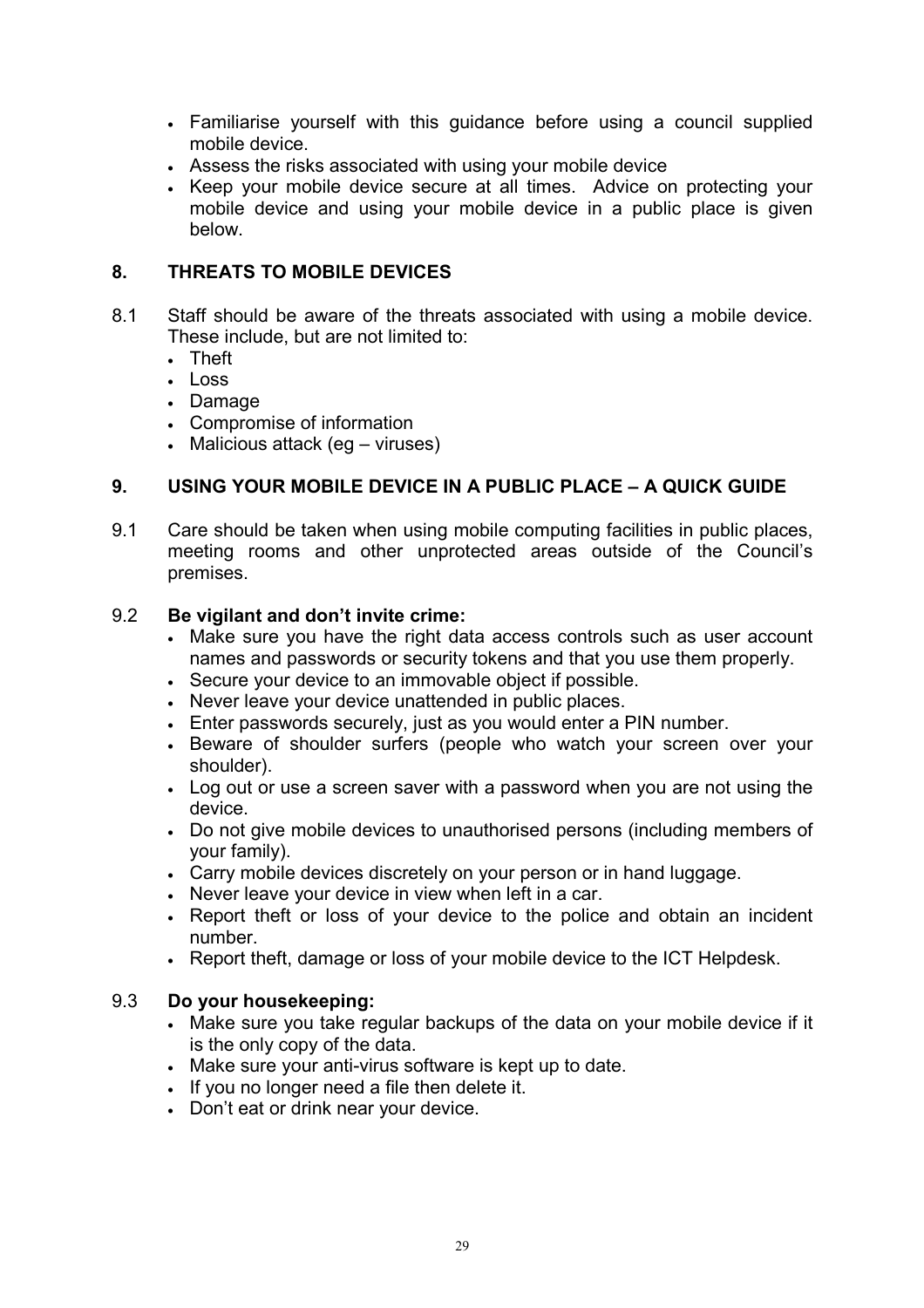- Familiarise yourself with this guidance before using a council supplied mobile device.
- Assess the risks associated with using your mobile device
- Keep your mobile device secure at all times. Advice on protecting your mobile device and using your mobile device in a public place is given below.

## 8. THREATS TO MOBILE DEVICES

8.1 Staff should be aware of the threats associated with using a mobile device. These include, but are not limited to:

- Theft
- Loss
- Damage
- Compromise of information
- Malicious attack (eg – viruses)

## 9. USING YOUR MOBILE DEVICE IN A PUBLIC PLACE – A QUICK GUIDE

9.1 Care should be taken when using mobile computing facilities in public places, meeting rooms and other unprotected areas outside of the Council's premises.

9.2 **Be vigilant and don't invite crime:**

- Make sure you have the right data access controls such as user account names and passwords or security tokens and that you use them properly.
- Secure your device to an immovable object if possible.
- Never leave your device unattended in public places.
- Enter passwords securely, just as you would enter a PIN number.
- Beware of shoulder surfers (people who watch your screen over your shoulder).
- Log out or use a screen saver with a password when you are not using the device.
- Do not give mobile devices to unauthorised persons (including members of your family).
- Carry mobile devices discretely on your person or in hand luggage.
- Never leave your device in view when left in a car.
- Report theft or loss of your device to the police and obtain an incident number.
- Report theft, damage or loss of your mobile device to the ICT Helpdesk.

9.3 **Do your housekeeping:**

- Make sure you take regular backups of the data on your mobile device if it is the only copy of the data.
- Make sure your anti-virus software is kept up to date.
- If you no longer need a file then delete it.
- Don't eat or drink near your device.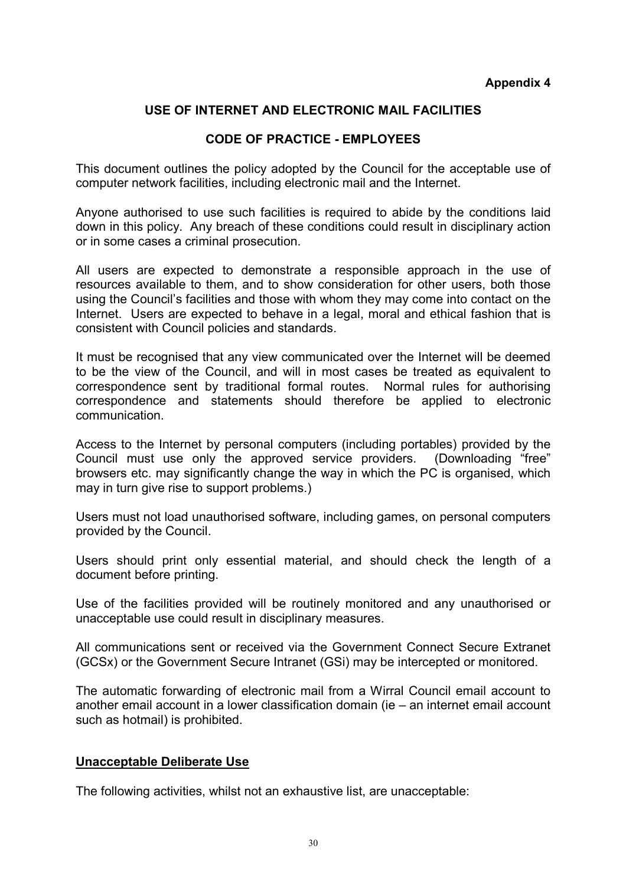**Appendix 4**

## USE OF INTERNET AND ELECTRONIC MAIL FACILITIES

## CODE OF PRACTICE - EMPLOYEES

This document outlines the policy adopted by the Council for the acceptable use of computer network facilities, including electronic mail and the Internet.

Anyone authorised to use such facilities is required to abide by the conditions laid down in this policy. Any breach of these conditions could result in disciplinary action or in some cases a criminal prosecution.

All users are expected to demonstrate a responsible approach in the use of resources available to them, and to show consideration for other users, both those using the Council's facilities and those with whom they may come into contact on the Internet. Users are expected to behave in a legal, moral and ethical fashion that is consistent with Council policies and standards.

It must be recognised that any view communicated over the Internet will be deemed to be the view of the Council, and will in most cases be treated as equivalent to correspondence sent by traditional formal routes. Normal rules for authorising correspondence and statements should therefore be applied to electronic communication.

Access to the Internet by personal computers (including portables) provided by the Council must use only the approved service providers. (Downloading "free" browsers etc. may significantly change the way in which the PC is organised, which may in turn give rise to support problems.)

Users must not load unauthorised software, including games, on personal computers provided by the Council.

Users should print only essential material, and should check the length of a document before printing.

Use of the facilities provided will be routinely monitored and any unauthorised or unacceptable use could result in disciplinary measures.

All communications sent or received via the Government Connect Secure Extranet (GCSx) or the Government Secure Intranet (GSi) may be intercepted or monitored.

The automatic forwarding of electronic mail from a Wirral Council email account to another email account in a lower classification domain (ie – an internet email account such as hotmail) is prohibited.

**Unacceptable Deliberate Use**

The following activities, whilst not an exhaustive list, are unacceptable: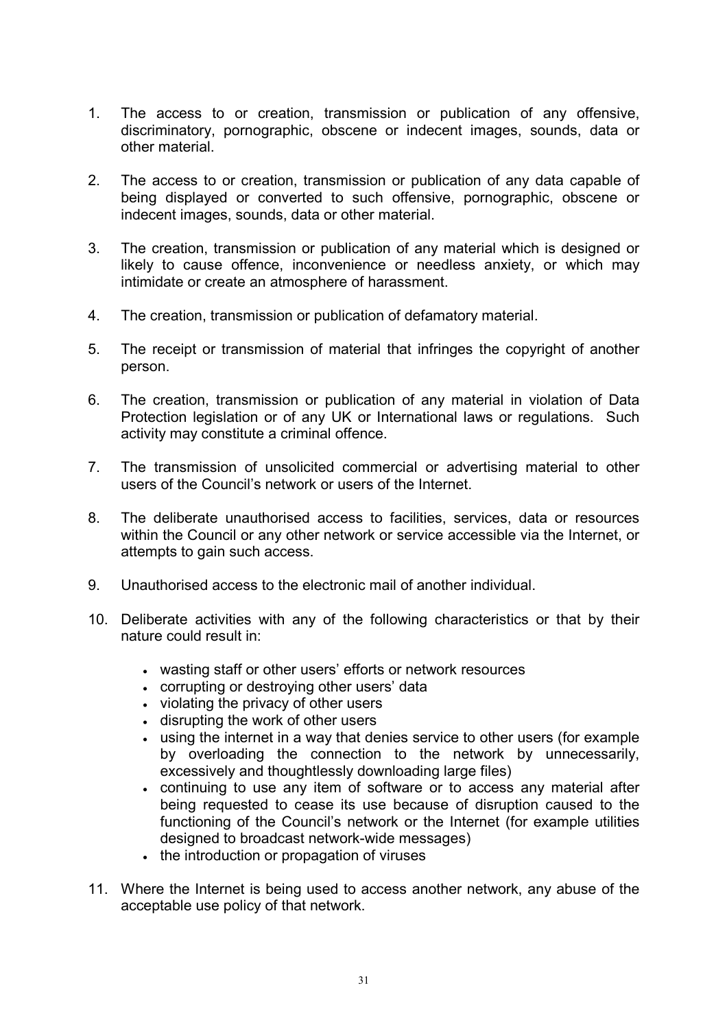1. The access to or creation, transmission or publication of any offensive, discriminatory, pornographic, obscene or indecent images, sounds, data or other material.

2. The access to or creation, transmission or publication of any data capable of being displayed or converted to such offensive, pornographic, obscene or indecent images, sounds, data or other material.

3. The creation, transmission or publication of any material which is designed or likely to cause offence, inconvenience or needless anxiety, or which may intimidate or create an atmosphere of harassment.

4. The creation, transmission or publication of defamatory material.

5. The receipt or transmission of material that infringes the copyright of another person.

6. The creation, transmission or publication of any material in violation of Data Protection legislation or of any UK or International laws or regulations. Such activity may constitute a criminal offence.

7. The transmission of unsolicited commercial or advertising material to other users of the Council's network or users of the Internet.

8. The deliberate unauthorised access to facilities, services, data or resources within the Council or any other network or service accessible via the Internet, or attempts to gain such access.

9. Unauthorised access to the electronic mail of another individual.

10. Deliberate activities with any of the following characteristics or that by their nature could result in:

    - wasting staff or other users' efforts or network resources
    - corrupting or destroying other users' data
    - violating the privacy of other users
    - disrupting the work of other users
    - using the internet in a way that denies service to other users (for example by overloading the connection to the network by unnecessarily, excessively and thoughtlessly downloading large files)
    - continuing to use any item of software or to access any material after being requested to cease its use because of disruption caused to the functioning of the Council's network or the Internet (for example utilities designed to broadcast network-wide messages)
    - the introduction or propagation of viruses

11. Where the Internet is being used to access another network, any abuse of the acceptable use policy of that network.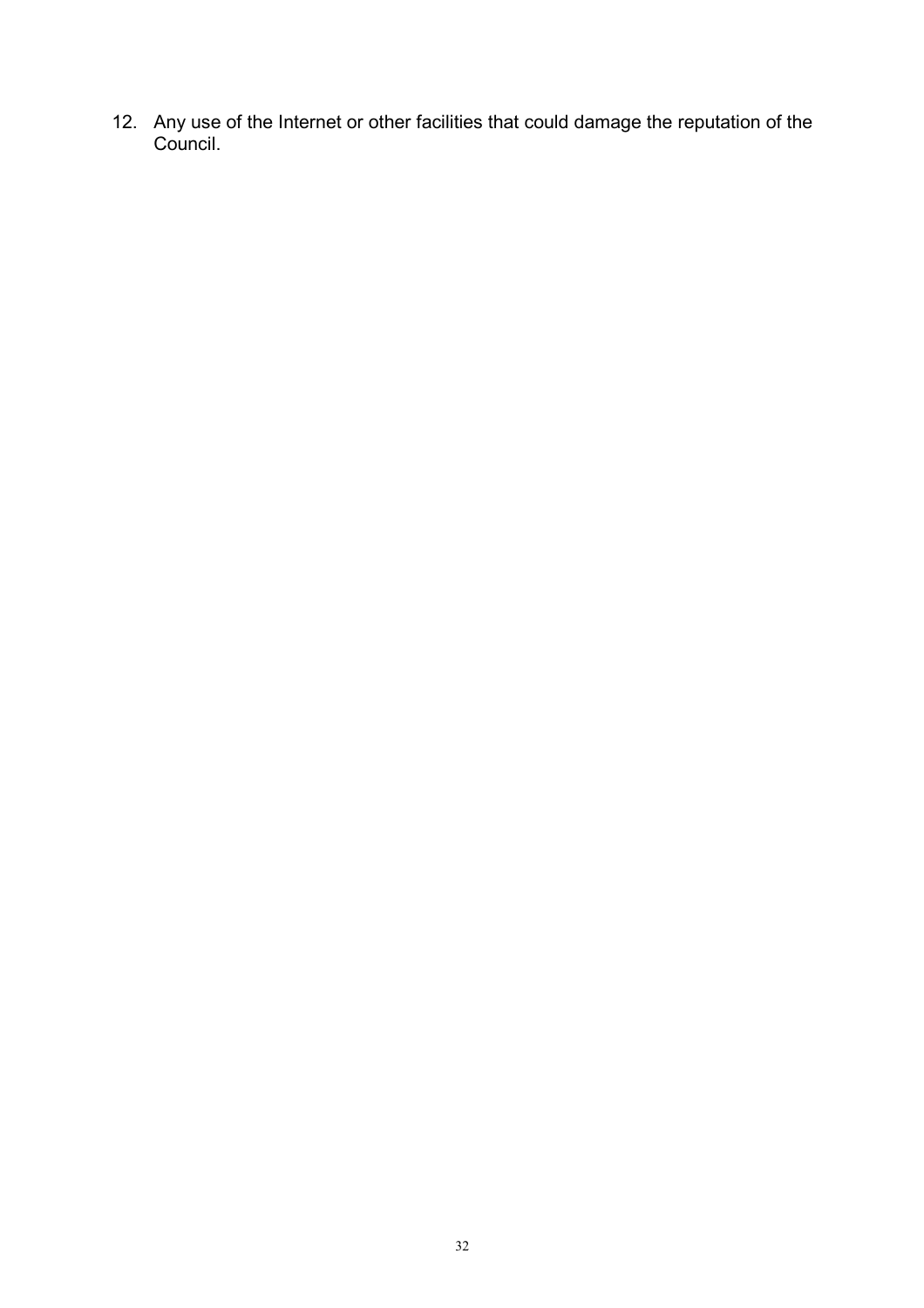12. Any use of the Internet or other facilities that could damage the reputation of the Council.